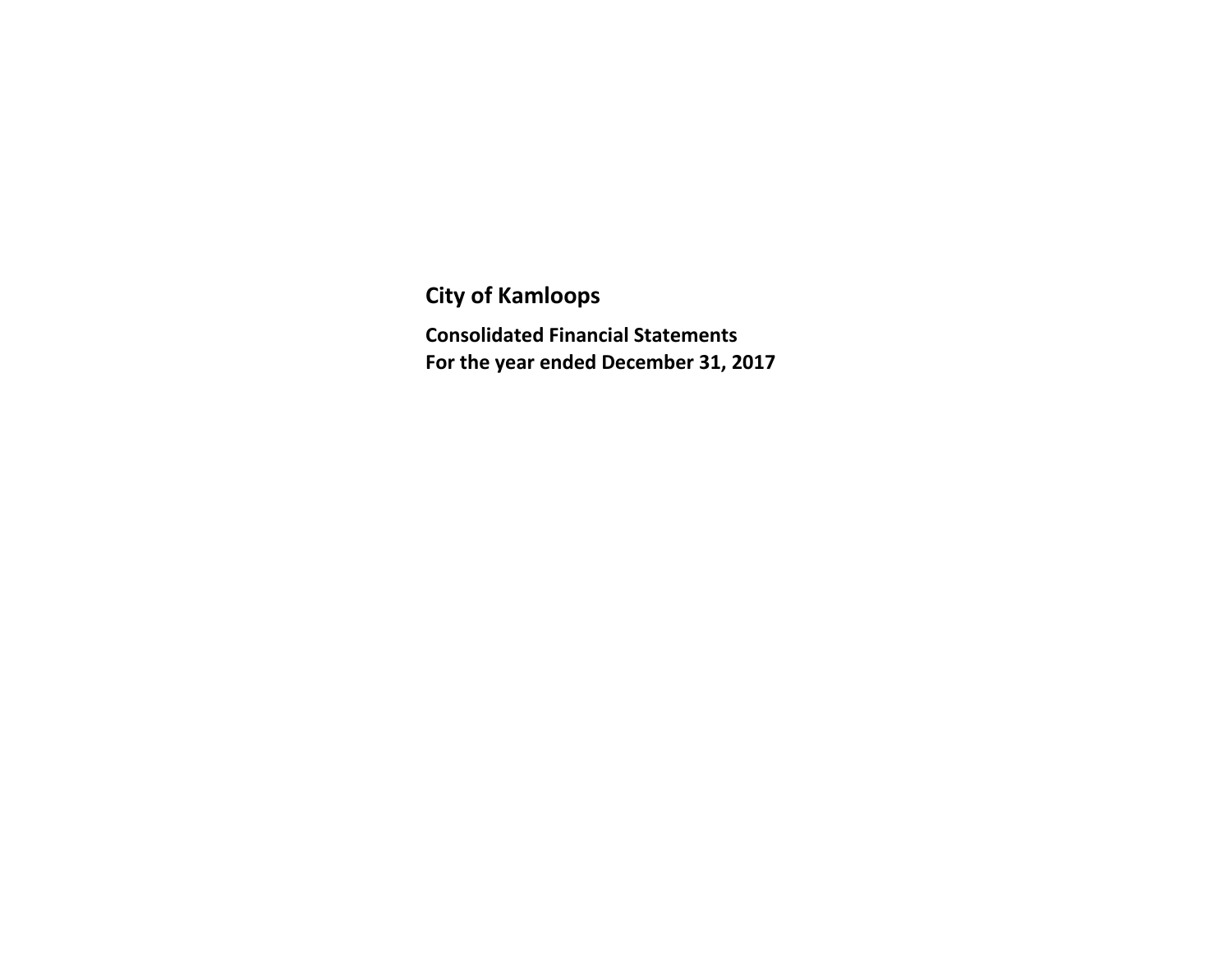# City of Kamloops

**Consolidated Financial Statements**
**For the year ended December 31, 2017**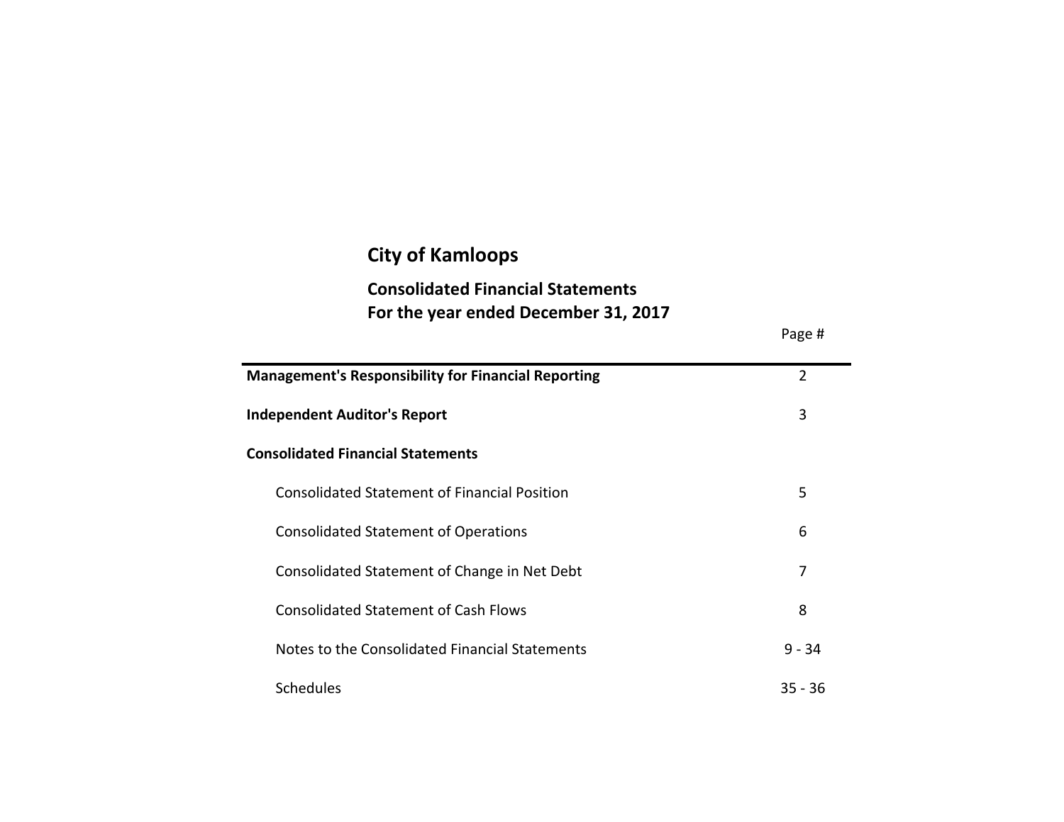# City of Kamloops

## Consolidated Financial Statements
## For the year ended December 31, 2017

| | Page # |
|---|---|
| **Management's Responsibility for Financial Reporting** | 2 |
| **Independent Auditor's Report** | 3 |
| **Consolidated Financial Statements** | |
| Consolidated Statement of Financial Position | 5 |
| Consolidated Statement of Operations | 6 |
| Consolidated Statement of Change in Net Debt | 7 |
| Consolidated Statement of Cash Flows | 8 |
| Notes to the Consolidated Financial Statements | 9 - 34 |
| Schedules | 35 - 36 |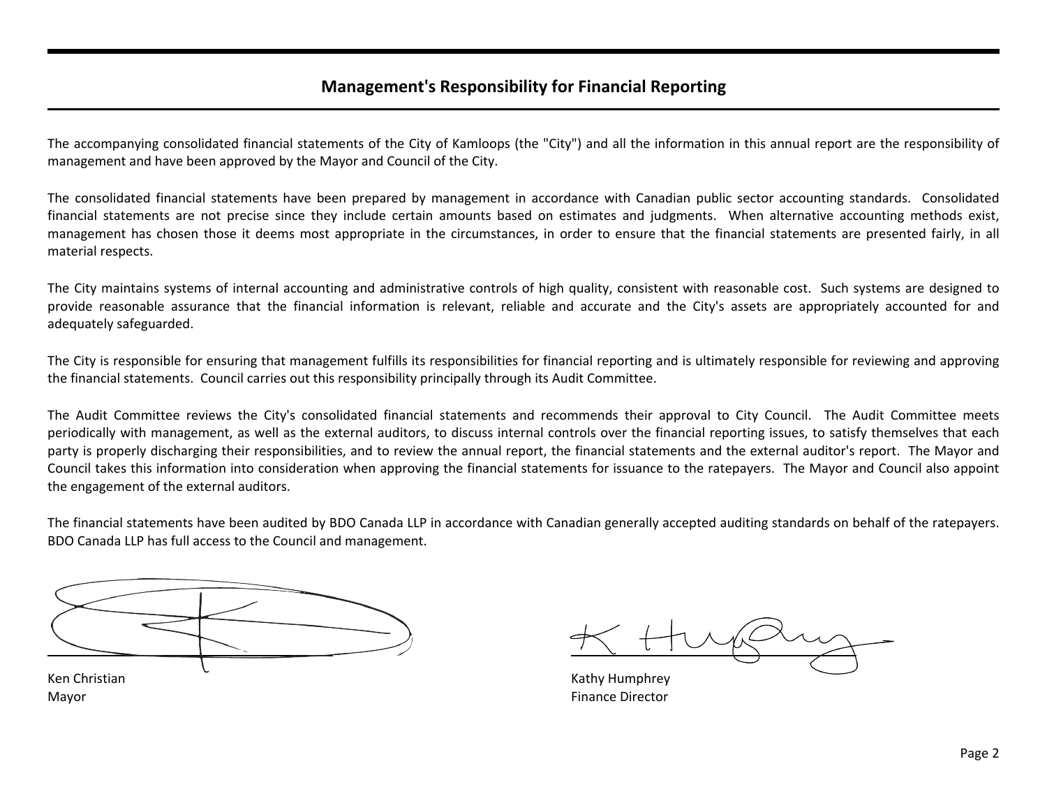## Management's Responsibility for Financial Reporting

The accompanying consolidated financial statements of the City of Kamloops (the "City") and all the information in this annual report are the responsibility of management and have been approved by the Mayor and Council of the City.

The consolidated financial statements have been prepared by management in accordance with Canadian public sector accounting standards. Consolidated financial statements are not precise since they include certain amounts based on estimates and judgments. When alternative accounting methods exist, management has chosen those it deems most appropriate in the circumstances, in order to ensure that the financial statements are presented fairly, in all material respects.

The City maintains systems of internal accounting and administrative controls of high quality, consistent with reasonable cost. Such systems are designed to provide reasonable assurance that the financial information is relevant, reliable and accurate and the City's assets are appropriately accounted for and adequately safeguarded.

The City is responsible for ensuring that management fulfills its responsibilities for financial reporting and is ultimately responsible for reviewing and approving the financial statements. Council carries out this responsibility principally through its Audit Committee.

The Audit Committee reviews the City's consolidated financial statements and recommends their approval to City Council. The Audit Committee meets periodically with management, as well as the external auditors, to discuss internal controls over the financial reporting issues, to satisfy themselves that each party is properly discharging their responsibilities, and to review the annual report, the financial statements and the external auditor's report. The Mayor and Council takes this information into consideration when approving the financial statements for issuance to the ratepayers. The Mayor and Council also appoint the engagement of the external auditors.

The financial statements have been audited by BDO Canada LLP in accordance with Canadian generally accepted auditing standards on behalf of the ratepayers. BDO Canada LLP has full access to the Council and management.

Ken Christian
Mayor

Kathy Humphrey
Finance Director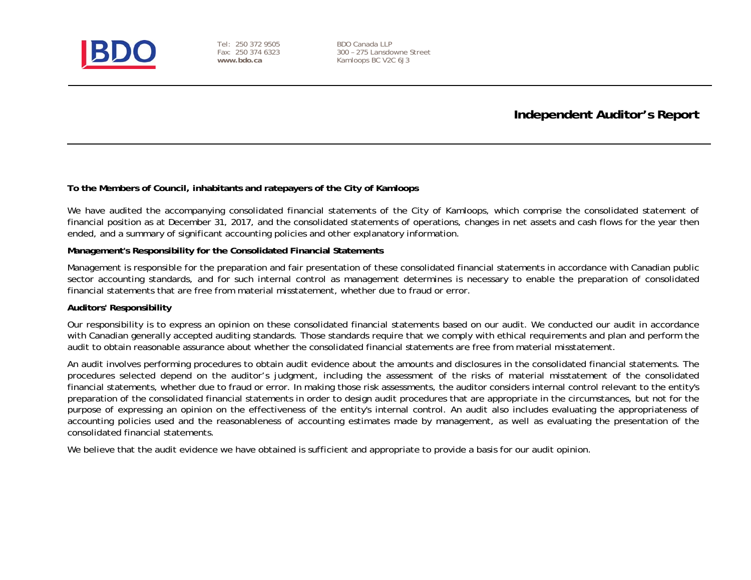Tel: 250 372 9505
Fax: 250 374 6323
**www.bdo.ca**

BDO Canada LLP
300 – 275 Lansdowne Street
Kamloops BC V2C 6J3

# Independent Auditor's Report

**To the Members of Council, inhabitants and ratepayers of the City of Kamloops**

We have audited the accompanying consolidated financial statements of the City of Kamloops, which comprise the consolidated statement of financial position as at December 31, 2017, and the consolidated statements of operations, changes in net assets and cash flows for the year then ended, and a summary of significant accounting policies and other explanatory information.

**Management's Responsibility for the Consolidated Financial Statements**

Management is responsible for the preparation and fair presentation of these consolidated financial statements in accordance with Canadian public sector accounting standards, and for such internal control as management determines is necessary to enable the preparation of consolidated financial statements that are free from material misstatement, whether due to fraud or error.

**Auditors' Responsibility**

Our responsibility is to express an opinion on these consolidated financial statements based on our audit. We conducted our audit in accordance with Canadian generally accepted auditing standards. Those standards require that we comply with ethical requirements and plan and perform the audit to obtain reasonable assurance about whether the consolidated financial statements are free from material misstatement.

An audit involves performing procedures to obtain audit evidence about the amounts and disclosures in the consolidated financial statements. The procedures selected depend on the auditor's judgment, including the assessment of the risks of material misstatement of the consolidated financial statements, whether due to fraud or error. In making those risk assessments, the auditor considers internal control relevant to the entity's preparation of the consolidated financial statements in order to design audit procedures that are appropriate in the circumstances, but not for the purpose of expressing an opinion on the effectiveness of the entity's internal control. An audit also includes evaluating the appropriateness of accounting policies used and the reasonableness of accounting estimates made by management, as well as evaluating the presentation of the consolidated financial statements.

We believe that the audit evidence we have obtained is sufficient and appropriate to provide a basis for our audit opinion.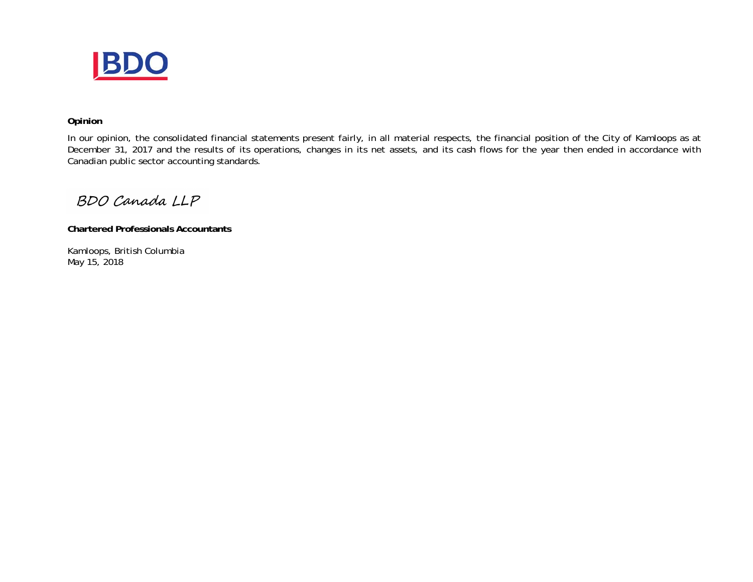**Opinion**

In our opinion, the consolidated financial statements present fairly, in all material respects, the financial position of the City of Kamloops as at December 31, 2017 and the results of its operations, changes in its net assets, and its cash flows for the year then ended in accordance with Canadian public sector accounting standards.

BDO Canada LLP

**Chartered Professionals Accountants**

Kamloops, British Columbia
May 15, 2018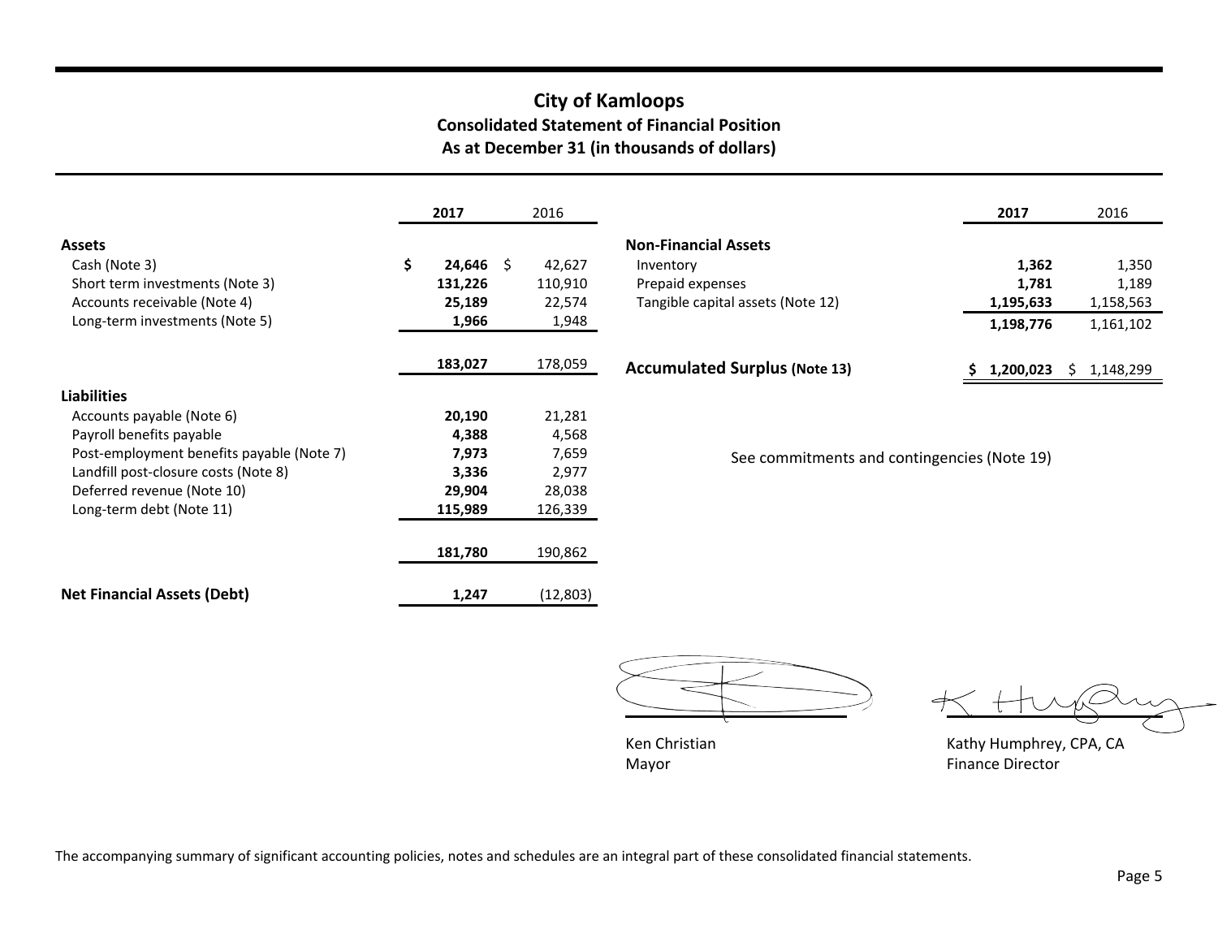# City of Kamloops

## Consolidated Statement of Financial Position

### As at December 31 (in thousands of dollars)

| | 2017 | 2016 |
|---|---|---|
| **Assets** | | |
| Cash (Note 3) | $ **24,646** | $ 42,627 |
| Short term investments (Note 3) | **131,226** | 110,910 |
| Accounts receivable (Note 4) | **25,189** | 22,574 |
| Long-term investments (Note 5) | **1,966** | 1,948 |
| | **183,027** | 178,059 |
| **Liabilities** | | |
| Accounts payable (Note 6) | **20,190** | 21,281 |
| Payroll benefits payable | **4,388** | 4,568 |
| Post-employment benefits payable (Note 7) | **7,973** | 7,659 |
| Landfill post-closure costs (Note 8) | **3,336** | 2,977 |
| Deferred revenue (Note 10) | **29,904** | 28,038 |
| Long-term debt (Note 11) | **115,989** | 126,339 |
| | **181,780** | 190,862 |
| **Net Financial Assets (Debt)** | **1,247** | (12,803) |

| | 2017 | 2016 |
|---|---|---|
| **Non-Financial Assets** | | |
| Inventory | **1,362** | 1,350 |
| Prepaid expenses | **1,781** | 1,189 |
| Tangible capital assets (Note 12) | **1,195,633** | 1,158,563 |
| | **1,198,776** | 1,161,102 |
| **Accumulated Surplus (Note 13)** | **$ 1,200,023** | $ 1,148,299 |

See commitments and contingencies (Note 19)

Ken Christian
Mayor

Kathy Humphrey, CPA, CA
Finance Director

The accompanying summary of significant accounting policies, notes and schedules are an integral part of these consolidated financial statements.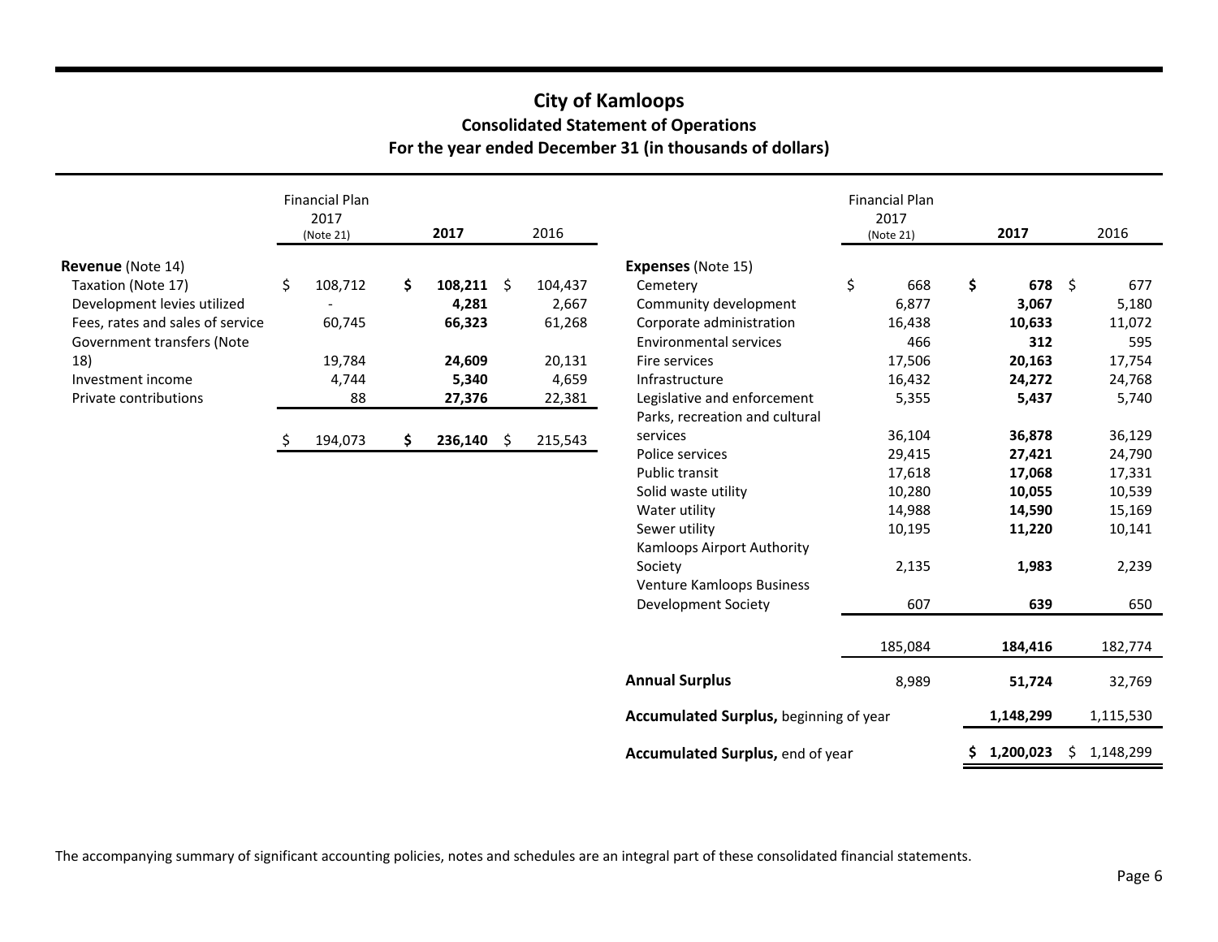# City of Kamloops

## Consolidated Statement of Operations

### For the year ended December 31 (in thousands of dollars)

| | Financial Plan 2017 (Note 21) | **2017** | 2016 |
|---|---|---|---|
| **Revenue** (Note 14) | | | |
| Taxation (Note 17) | $ 108,712 | **$ 108,211** | $ 104,437 |
| Development levies utilized | - | **4,281** | 2,667 |
| Fees, rates and sales of service | 60,745 | **66,323** | 61,268 |
| Government transfers (Note 18) | 19,784 | **24,609** | 20,131 |
| Investment income | 4,744 | **5,340** | 4,659 |
| Private contributions | 88 | **27,376** | 22,381 |
| | $ 194,073 | **$ 236,140** | $ 215,543 |

| | Financial Plan 2017 (Note 21) | **2017** | 2016 |
|---|---|---|---|
| **Expenses** (Note 15) | | | |
| Cemetery | $ 668 | **$ 678** | $ 677 |
| Community development | 6,877 | **3,067** | 5,180 |
| Corporate administration | 16,438 | **10,633** | 11,072 |
| Environmental services | 466 | **312** | 595 |
| Fire services | 17,506 | **20,163** | 17,754 |
| Infrastructure | 16,432 | **24,272** | 24,768 |
| Legislative and enforcement | 5,355 | **5,437** | 5,740 |
| Parks, recreation and cultural services | 36,104 | **36,878** | 36,129 |
| Police services | 29,415 | **27,421** | 24,790 |
| Public transit | 17,618 | **17,068** | 17,331 |
| Solid waste utility | 10,280 | **10,055** | 10,539 |
| Water utility | 14,988 | **14,590** | 15,169 |
| Sewer utility | 10,195 | **11,220** | 10,141 |
| Kamloops Airport Authority Society | 2,135 | **1,983** | 2,239 |
| Venture Kamloops Business Development Society | 607 | **639** | 650 |
| | 185,084 | **184,416** | 182,774 |
| **Annual Surplus** | 8,989 | **51,724** | 32,769 |
| **Accumulated Surplus,** beginning of year | | **1,148,299** | 1,115,530 |
| **Accumulated Surplus,** end of year | | **$ 1,200,023** | $ 1,148,299 |

The accompanying summary of significant accounting policies, notes and schedules are an integral part of these consolidated financial statements.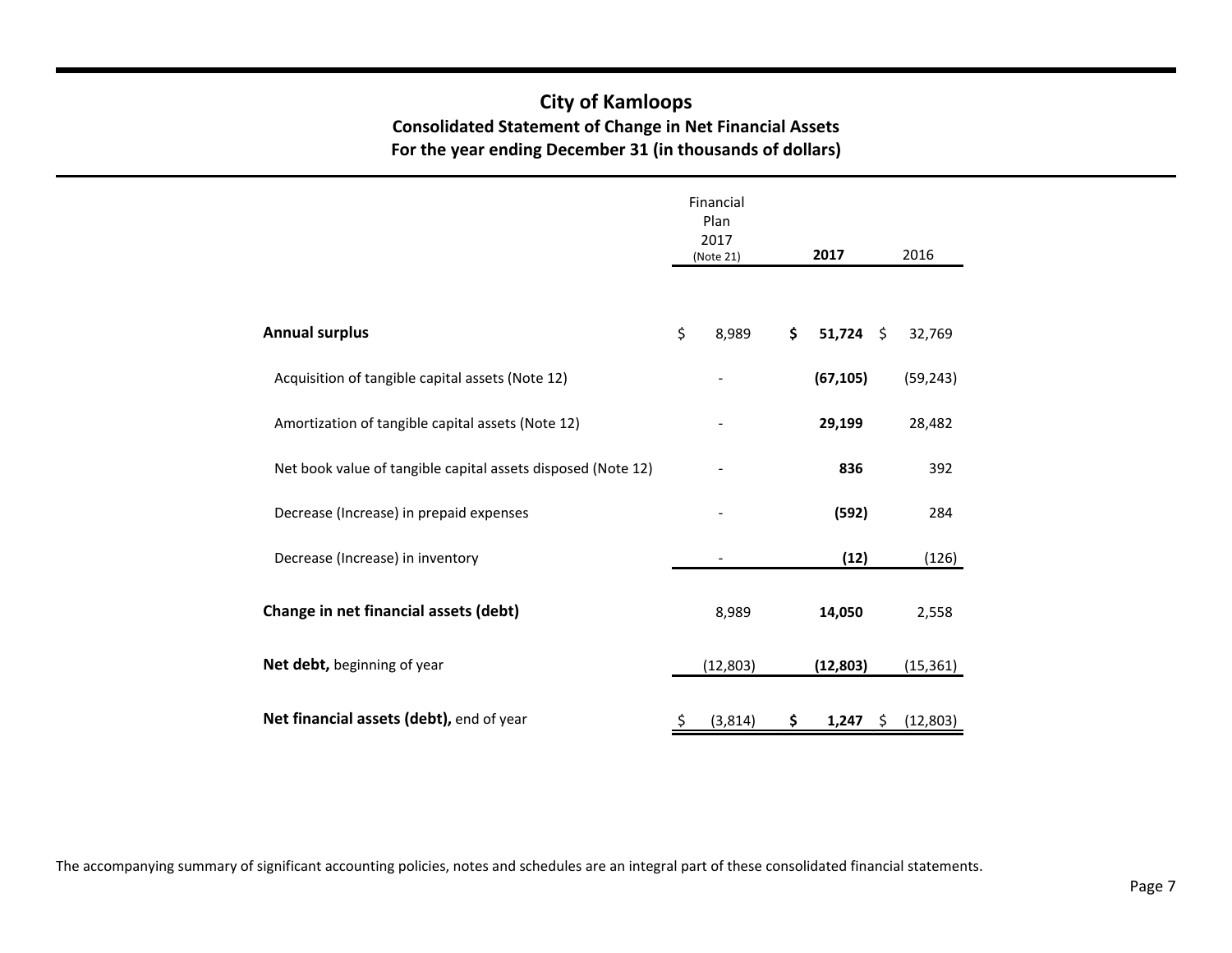# City of Kamloops

## Consolidated Statement of Change in Net Financial Assets

### For the year ending December 31 (in thousands of dollars)

| | Financial Plan 2017 (Note 21) | **2017** | 2016 |
|---|---|---|---|
| **Annual surplus** | $ 8,989 | **$ 51,724** | $ 32,769 |
| Acquisition of tangible capital assets (Note 12) | - | **(67,105)** | (59,243) |
| Amortization of tangible capital assets (Note 12) | - | **29,199** | 28,482 |
| Net book value of tangible capital assets disposed (Note 12) | - | **836** | 392 |
| Decrease (Increase) in prepaid expenses | - | **(592)** | 284 |
| Decrease (Increase) in inventory | - | **(12)** | (126) |
| **Change in net financial assets (debt)** | 8,989 | **14,050** | 2,558 |
| **Net debt,** beginning of year | (12,803) | **(12,803)** | (15,361) |
| **Net financial assets (debt),** end of year | $ (3,814) | **$ 1,247** | $ (12,803) |

The accompanying summary of significant accounting policies, notes and schedules are an integral part of these consolidated financial statements.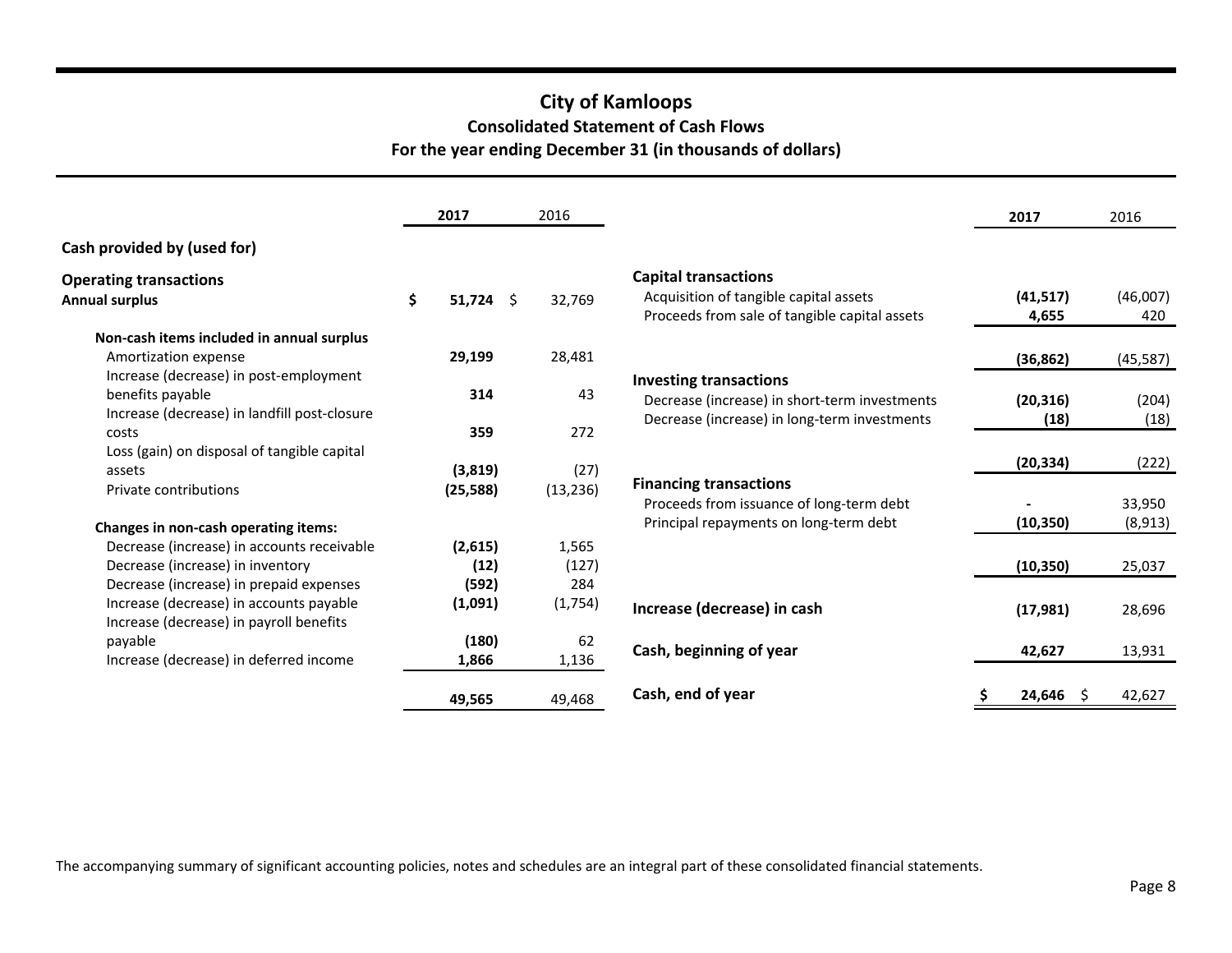# City of Kamloops

## Consolidated Statement of Cash Flows

### For the year ending December 31 (in thousands of dollars)

| | 2017 | 2016 |
|---|---|---|
| **Cash provided by (used for)** | | |
| **Operating transactions** | | |
| **Annual surplus** | **$ 51,724** | $ 32,769 |
| **Non-cash items included in annual surplus** | | |
| Amortization expense | **29,199** | 28,481 |
| Increase (decrease) in post-employment benefits payable | **314** | 43 |
| Increase (decrease) in landfill post-closure costs | **359** | 272 |
| Loss (gain) on disposal of tangible capital assets | **(3,819)** | (27) |
| Private contributions | **(25,588)** | (13,236) |
| **Changes in non-cash operating items:** | | |
| Decrease (increase) in accounts receivable | **(2,615)** | 1,565 |
| Decrease (increase) in inventory | **(12)** | (127) |
| Decrease (increase) in prepaid expenses | **(592)** | 284 |
| Increase (decrease) in accounts payable | **(1,091)** | (1,754) |
| Increase (decrease) in payroll benefits payable | **(180)** | 62 |
| Increase (decrease) in deferred income | **1,866** | 1,136 |
| | **49,565** | 49,468 |
| **Capital transactions** | | |
| Acquisition of tangible capital assets | **(41,517)** | (46,007) |
| Proceeds from sale of tangible capital assets | **4,655** | 420 |
| | **(36,862)** | (45,587) |
| **Investing transactions** | | |
| Decrease (increase) in short-term investments | **(20,316)** | (204) |
| Decrease (increase) in long-term investments | **(18)** | (18) |
| | **(20,334)** | (222) |
| **Financing transactions** | | |
| Proceeds from issuance of long-term debt | **-** | 33,950 |
| Principal repayments on long-term debt | **(10,350)** | (8,913) |
| | **(10,350)** | 25,037 |
| **Increase (decrease) in cash** | **(17,981)** | 28,696 |
| **Cash, beginning of year** | **42,627** | 13,931 |
| **Cash, end of year** | **$ 24,646** | $ 42,627 |

The accompanying summary of significant accounting policies, notes and schedules are an integral part of these consolidated financial statements.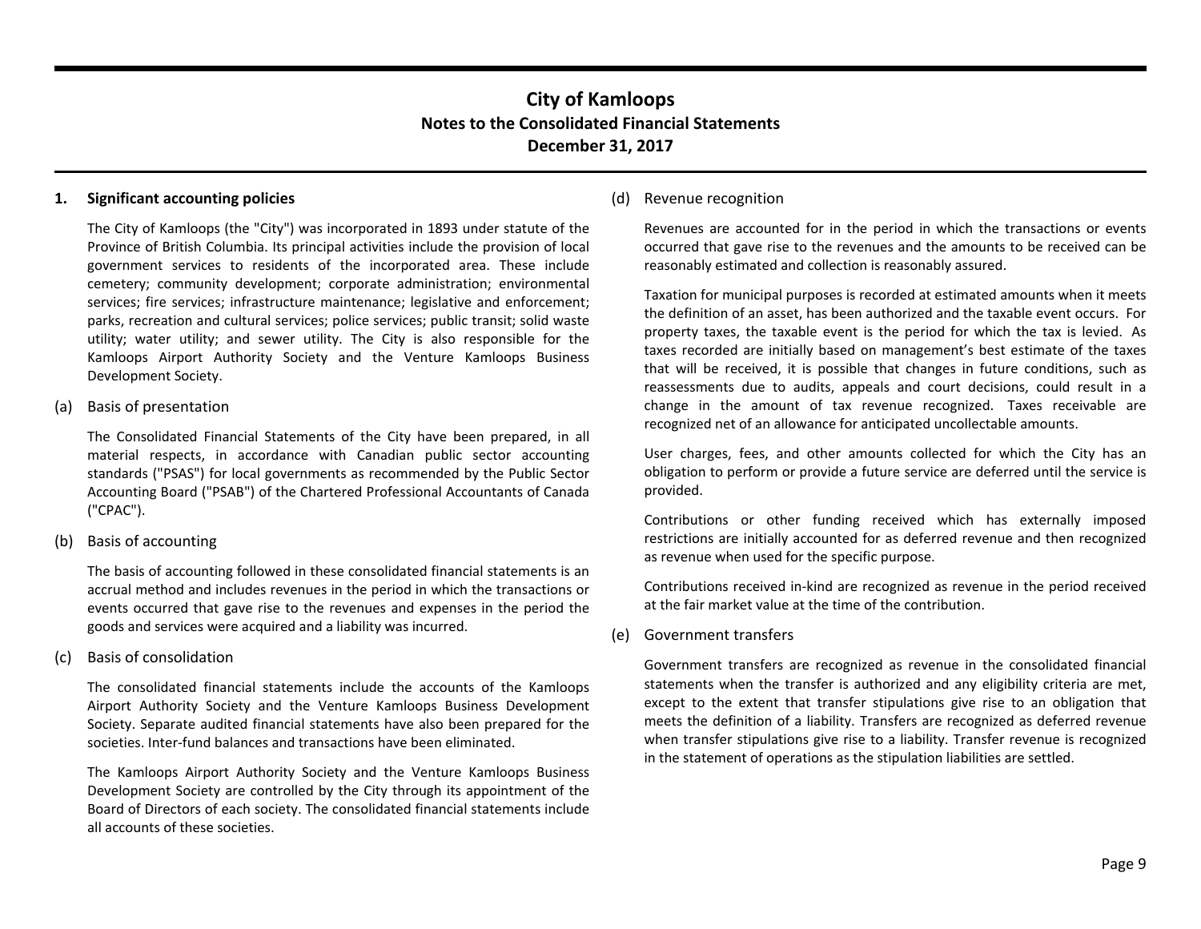# City of Kamloops
## Notes to the Consolidated Financial Statements
## December 31, 2017

### 1. Significant accounting policies

The City of Kamloops (the "City") was incorporated in 1893 under statute of the Province of British Columbia. Its principal activities include the provision of local government services to residents of the incorporated area. These include cemetery; community development; corporate administration; environmental services; fire services; infrastructure maintenance; legislative and enforcement; parks, recreation and cultural services; police services; public transit; solid waste utility; water utility; and sewer utility. The City is also responsible for the Kamloops Airport Authority Society and the Venture Kamloops Business Development Society.

#### (a) Basis of presentation

The Consolidated Financial Statements of the City have been prepared, in all material respects, in accordance with Canadian public sector accounting standards ("PSAS") for local governments as recommended by the Public Sector Accounting Board ("PSAB") of the Chartered Professional Accountants of Canada ("CPAC").

#### (b) Basis of accounting

The basis of accounting followed in these consolidated financial statements is an accrual method and includes revenues in the period in which the transactions or events occurred that gave rise to the revenues and expenses in the period the goods and services were acquired and a liability was incurred.

#### (c) Basis of consolidation

The consolidated financial statements include the accounts of the Kamloops Airport Authority Society and the Venture Kamloops Business Development Society. Separate audited financial statements have also been prepared for the societies. Inter-fund balances and transactions have been eliminated.

The Kamloops Airport Authority Society and the Venture Kamloops Business Development Society are controlled by the City through its appointment of the Board of Directors of each society. The consolidated financial statements include all accounts of these societies.

#### (d) Revenue recognition

Revenues are accounted for in the period in which the transactions or events occurred that gave rise to the revenues and the amounts to be received can be reasonably estimated and collection is reasonably assured.

Taxation for municipal purposes is recorded at estimated amounts when it meets the definition of an asset, has been authorized and the taxable event occurs. For property taxes, the taxable event is the period for which the tax is levied. As taxes recorded are initially based on management's best estimate of the taxes that will be received, it is possible that changes in future conditions, such as reassessments due to audits, appeals and court decisions, could result in a change in the amount of tax revenue recognized. Taxes receivable are recognized net of an allowance for anticipated uncollectable amounts.

User charges, fees, and other amounts collected for which the City has an obligation to perform or provide a future service are deferred until the service is provided.

Contributions or other funding received which has externally imposed restrictions are initially accounted for as deferred revenue and then recognized as revenue when used for the specific purpose.

Contributions received in-kind are recognized as revenue in the period received at the fair market value at the time of the contribution.

#### (e) Government transfers

Government transfers are recognized as revenue in the consolidated financial statements when the transfer is authorized and any eligibility criteria are met, except to the extent that transfer stipulations give rise to an obligation that meets the definition of a liability. Transfers are recognized as deferred revenue when transfer stipulations give rise to a liability. Transfer revenue is recognized in the statement of operations as the stipulation liabilities are settled.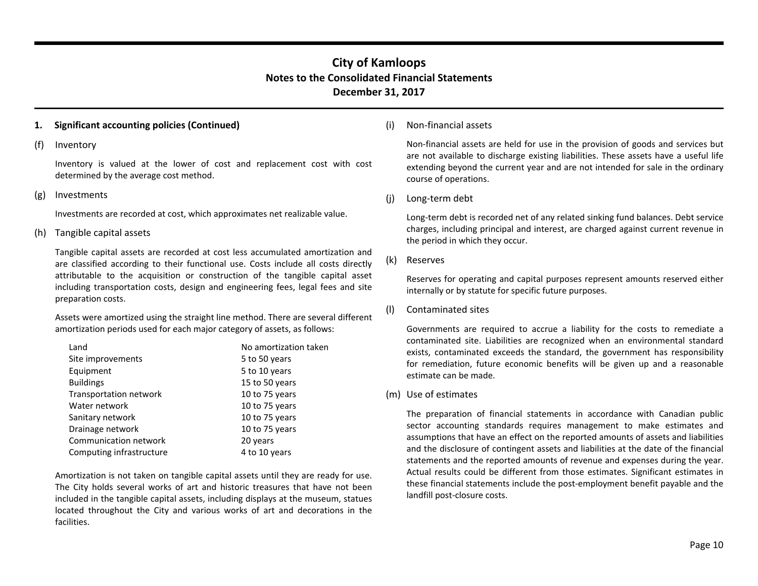## 1. Significant accounting policies (Continued)

### (f) Inventory

Inventory is valued at the lower of cost and replacement cost with cost determined by the average cost method.

### (g) Investments

Investments are recorded at cost, which approximates net realizable value.

### (h) Tangible capital assets

Tangible capital assets are recorded at cost less accumulated amortization and are classified according to their functional use. Costs include all costs directly attributable to the acquisition or construction of the tangible capital asset including transportation costs, design and engineering fees, legal fees and site preparation costs.

Assets were amortized using the straight line method. There are several different amortization periods used for each major category of assets, as follows:

| | |
|---|---|
| Land | No amortization taken |
| Site improvements | 5 to 50 years |
| Equipment | 5 to 10 years |
| Buildings | 15 to 50 years |
| Transportation network | 10 to 75 years |
| Water network | 10 to 75 years |
| Sanitary network | 10 to 75 years |
| Drainage network | 10 to 75 years |
| Communication network | 20 years |
| Computing infrastructure | 4 to 10 years |

Amortization is not taken on tangible capital assets until they are ready for use. The City holds several works of art and historic treasures that have not been included in the tangible capital assets, including displays at the museum, statues located throughout the City and various works of art and decorations in the facilities.

### (i) Non-financial assets

Non-financial assets are held for use in the provision of goods and services but are not available to discharge existing liabilities. These assets have a useful life extending beyond the current year and are not intended for sale in the ordinary course of operations.

### (j) Long-term debt

Long-term debt is recorded net of any related sinking fund balances. Debt service charges, including principal and interest, are charged against current revenue in the period in which they occur.

### (k) Reserves

Reserves for operating and capital purposes represent amounts reserved either internally or by statute for specific future purposes.

### (l) Contaminated sites

Governments are required to accrue a liability for the costs to remediate a contaminated site. Liabilities are recognized when an environmental standard exists, contaminated exceeds the standard, the government has responsibility for remediation, future economic benefits will be given up and a reasonable estimate can be made.

### (m) Use of estimates

The preparation of financial statements in accordance with Canadian public sector accounting standards requires management to make estimates and assumptions that have an effect on the reported amounts of assets and liabilities and the disclosure of contingent assets and liabilities at the date of the financial statements and the reported amounts of revenue and expenses during the year. Actual results could be different from those estimates. Significant estimates in these financial statements include the post-employment benefit payable and the landfill post-closure costs.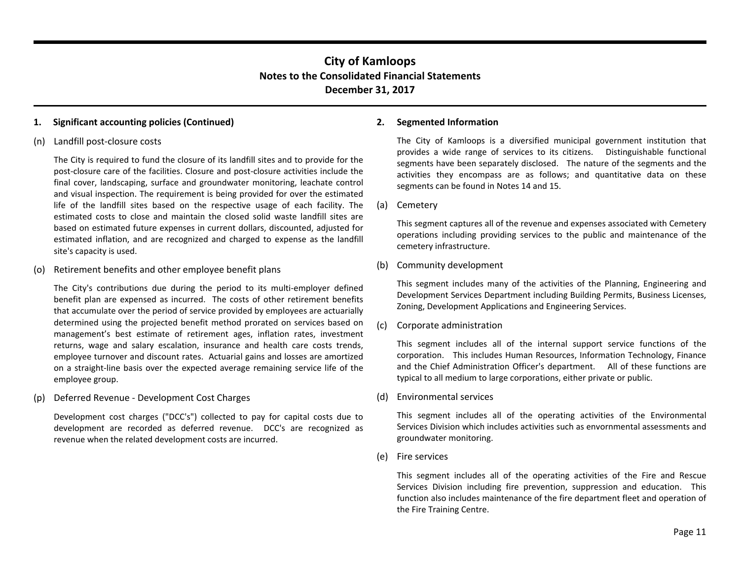## 1. Significant accounting policies (Continued)

### (n) Landfill post-closure costs

The City is required to fund the closure of its landfill sites and to provide for the post-closure care of the facilities. Closure and post-closure activities include the final cover, landscaping, surface and groundwater monitoring, leachate control and visual inspection. The requirement is being provided for over the estimated life of the landfill sites based on the respective usage of each facility. The estimated costs to close and maintain the closed solid waste landfill sites are based on estimated future expenses in current dollars, discounted, adjusted for estimated inflation, and are recognized and charged to expense as the landfill site's capacity is used.

### (o) Retirement benefits and other employee benefit plans

The City's contributions due during the period to its multi-employer defined benefit plan are expensed as incurred. The costs of other retirement benefits that accumulate over the period of service provided by employees are actuarially determined using the projected benefit method prorated on services based on management's best estimate of retirement ages, inflation rates, investment returns, wage and salary escalation, insurance and health care costs trends, employee turnover and discount rates. Actuarial gains and losses are amortized on a straight-line basis over the expected average remaining service life of the employee group.

### (p) Deferred Revenue - Development Cost Charges

Development cost charges ("DCC's") collected to pay for capital costs due to development are recorded as deferred revenue. DCC's are recognized as revenue when the related development costs are incurred.

## 2. Segmented Information

The City of Kamloops is a diversified municipal government institution that provides a wide range of services to its citizens. Distinguishable functional segments have been separately disclosed. The nature of the segments and the activities they encompass are as follows; and quantitative data on these segments can be found in Notes 14 and 15.

### (a) Cemetery

This segment captures all of the revenue and expenses associated with Cemetery operations including providing services to the public and maintenance of the cemetery infrastructure.

### (b) Community development

This segment includes many of the activities of the Planning, Engineering and Development Services Department including Building Permits, Business Licenses, Zoning, Development Applications and Engineering Services.

### (c) Corporate administration

This segment includes all of the internal support service functions of the corporation. This includes Human Resources, Information Technology, Finance and the Chief Administration Officer's department. All of these functions are typical to all medium to large corporations, either private or public.

### (d) Environmental services

This segment includes all of the operating activities of the Environmental Services Division which includes activities such as envornmental assessments and groundwater monitoring.

### (e) Fire services

This segment includes all of the operating activities of the Fire and Rescue Services Division including fire prevention, suppression and education. This function also includes maintenance of the fire department fleet and operation of the Fire Training Centre.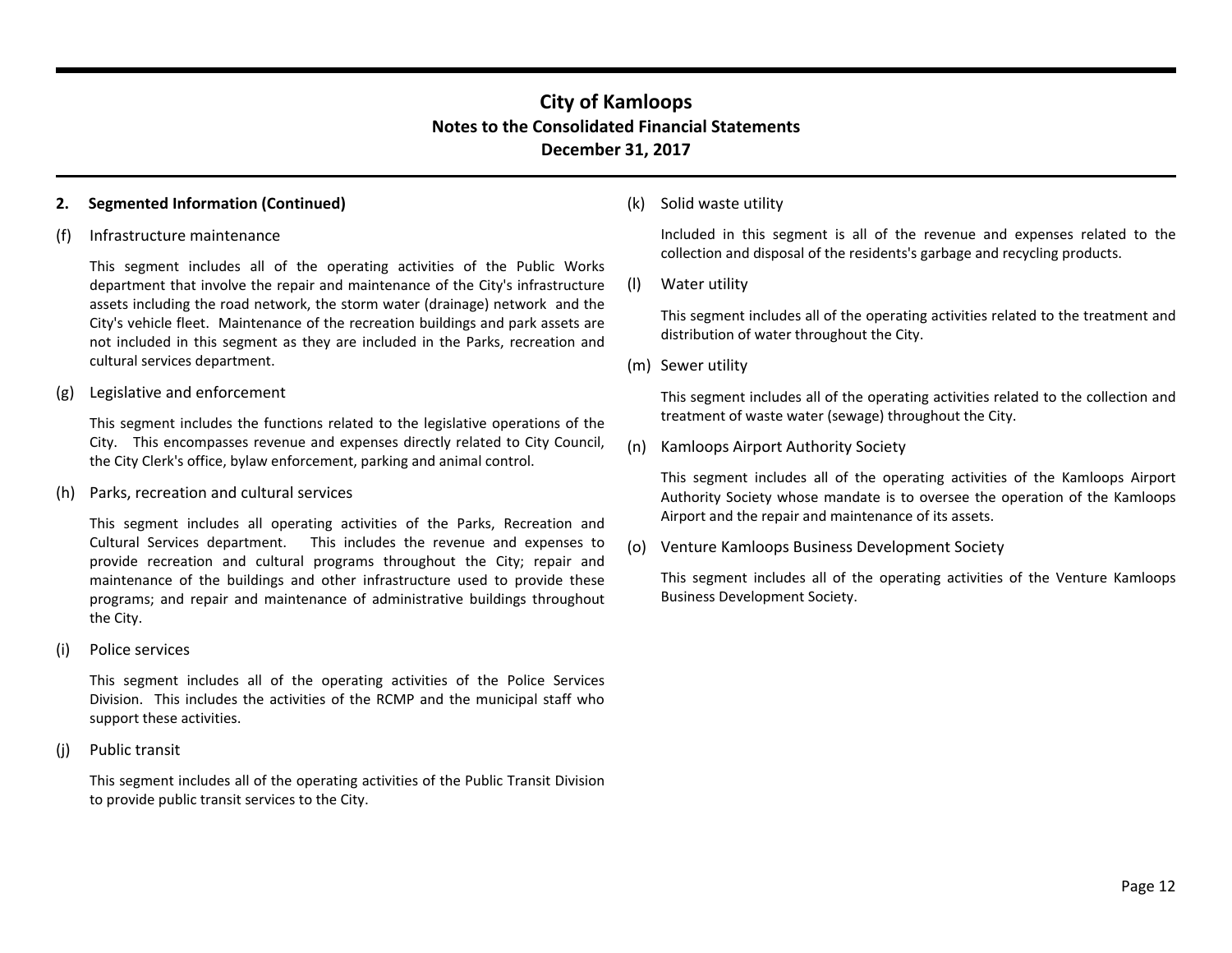## 2. Segmented Information (Continued)

(f) Infrastructure maintenance

This segment includes all of the operating activities of the Public Works department that involve the repair and maintenance of the City's infrastructure assets including the road network, the storm water (drainage) network and the City's vehicle fleet. Maintenance of the recreation buildings and park assets are not included in this segment as they are included in the Parks, recreation and cultural services department.

(g) Legislative and enforcement

This segment includes the functions related to the legislative operations of the City. This encompasses revenue and expenses directly related to City Council, the City Clerk's office, bylaw enforcement, parking and animal control.

(h) Parks, recreation and cultural services

This segment includes all operating activities of the Parks, Recreation and Cultural Services department. This includes the revenue and expenses to provide recreation and cultural programs throughout the City; repair and maintenance of the buildings and other infrastructure used to provide these programs; and repair and maintenance of administrative buildings throughout the City.

(i) Police services

This segment includes all of the operating activities of the Police Services Division. This includes the activities of the RCMP and the municipal staff who support these activities.

(j) Public transit

This segment includes all of the operating activities of the Public Transit Division to provide public transit services to the City.

(k) Solid waste utility

Included in this segment is all of the revenue and expenses related to the collection and disposal of the residents's garbage and recycling products.

(l) Water utility

This segment includes all of the operating activities related to the treatment and distribution of water throughout the City.

(m) Sewer utility

This segment includes all of the operating activities related to the collection and treatment of waste water (sewage) throughout the City.

(n) Kamloops Airport Authority Society

This segment includes all of the operating activities of the Kamloops Airport Authority Society whose mandate is to oversee the operation of the Kamloops Airport and the repair and maintenance of its assets.

(o) Venture Kamloops Business Development Society

This segment includes all of the operating activities of the Venture Kamloops Business Development Society.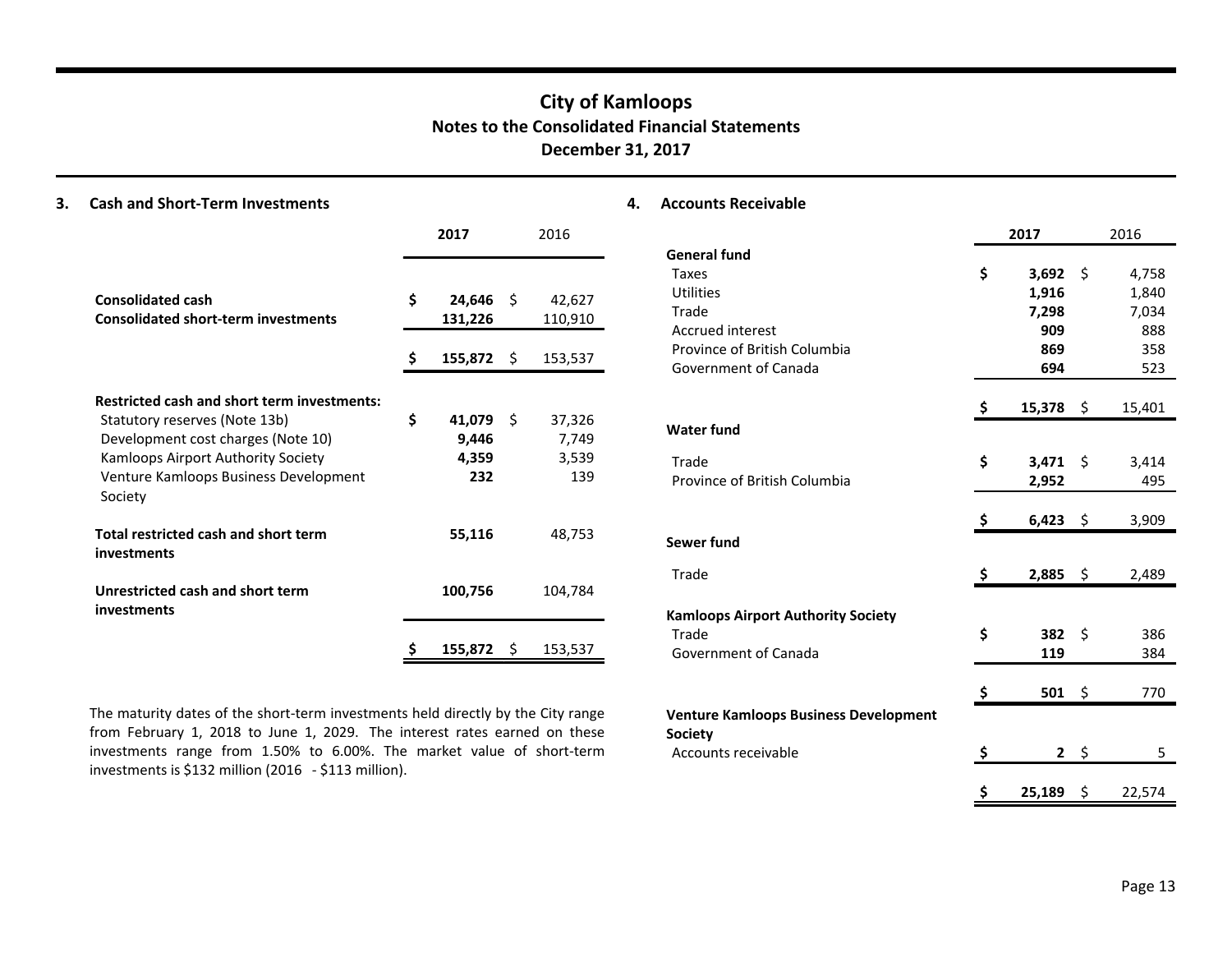# City of Kamloops
## Notes to the Consolidated Financial Statements
## December 31, 2017

### 3. Cash and Short-Term Investments

| | 2017 | 2016 |
|---|---|---|
| **Consolidated cash** | **$ 24,646** | $ 42,627 |
| **Consolidated short-term investments** | **131,226** | 110,910 |
| | **$ 155,872** | $ 153,537 |
| **Restricted cash and short term investments:** | | |
| Statutory reserves (Note 13b) | **$ 41,079** | $ 37,326 |
| Development cost charges (Note 10) | **9,446** | 7,749 |
| Kamloops Airport Authority Society | **4,359** | 3,539 |
| Venture Kamloops Business Development Society | **232** | 139 |
| **Total restricted cash and short term investments** | **55,116** | 48,753 |
| **Unrestricted cash and short term investments** | **100,756** | 104,784 |
| | **$ 155,872** | $ 153,537 |

The maturity dates of the short-term investments held directly by the City range from February 1, 2018 to June 1, 2029. The interest rates earned on these investments range from 1.50% to 6.00%. The market value of short-term investments is $132 million (2016 - $113 million).

### 4. Accounts Receivable

| | 2017 | 2016 |
|---|---|---|
| **General fund** | | |
| Taxes | **$ 3,692** | $ 4,758 |
| Utilities | **1,916** | 1,840 |
| Trade | **7,298** | 7,034 |
| Accrued interest | **909** | 888 |
| Province of British Columbia | **869** | 358 |
| Government of Canada | **694** | 523 |
| | **$ 15,378** | $ 15,401 |
| **Water fund** | | |
| Trade | **$ 3,471** | $ 3,414 |
| Province of British Columbia | **2,952** | 495 |
| | **$ 6,423** | $ 3,909 |
| **Sewer fund** | | |
| Trade | **$ 2,885** | $ 2,489 |
| **Kamloops Airport Authority Society** | | |
| Trade | **$ 382** | $ 386 |
| Government of Canada | **119** | 384 |
| | **$ 501** | $ 770 |
| **Venture Kamloops Business Development Society** | | |
| Accounts receivable | **$ 2** | $ 5 |
| | **$ 25,189** | $ 22,574 |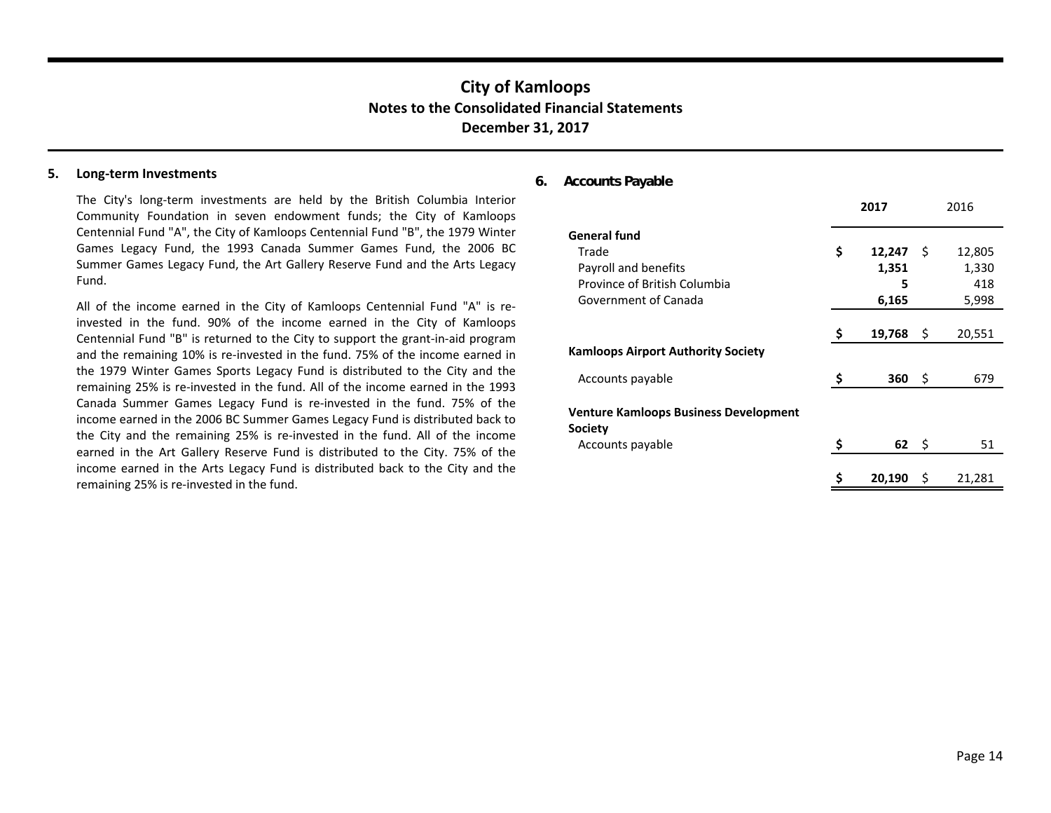## 5. Long-term Investments

The City's long-term investments are held by the British Columbia Interior Community Foundation in seven endowment funds; the City of Kamloops Centennial Fund "A", the City of Kamloops Centennial Fund "B", the 1979 Winter Games Legacy Fund, the 1993 Canada Summer Games Fund, the 2006 BC Summer Games Legacy Fund, the Art Gallery Reserve Fund and the Arts Legacy Fund.

All of the income earned in the City of Kamloops Centennial Fund "A" is re-invested in the fund. 90% of the income earned in the City of Kamloops Centennial Fund "B" is returned to the City to support the grant-in-aid program and the remaining 10% is re-invested in the fund. 75% of the income earned in the 1979 Winter Games Sports Legacy Fund is distributed to the City and the remaining 25% is re-invested in the fund. All of the income earned in the 1993 Canada Summer Games Legacy Fund is re-invested in the fund. 75% of the income earned in the 2006 BC Summer Games Legacy Fund is distributed back to the City and the remaining 25% is re-invested in the fund. All of the income earned in the Art Gallery Reserve Fund is distributed to the City. 75% of the income earned in the Arts Legacy Fund is distributed back to the City and the remaining 25% is re-invested in the fund.

## 6. Accounts Payable

| | **2017** | 2016 |
|---|---|---|
| **General fund** | | |
| Trade | **$ 12,247** | $ 12,805 |
| Payroll and benefits | **1,351** | 1,330 |
| Province of British Columbia | **5** | 418 |
| Government of Canada | **6,165** | 5,998 |
| | **$ 19,768** | $ 20,551 |
| **Kamloops Airport Authority Society** | | |
| Accounts payable | **$ 360** | $ 679 |
| **Venture Kamloops Business Development Society** | | |
| Accounts payable | **$ 62** | $ 51 |
| | **$ 20,190** | $ 21,281 |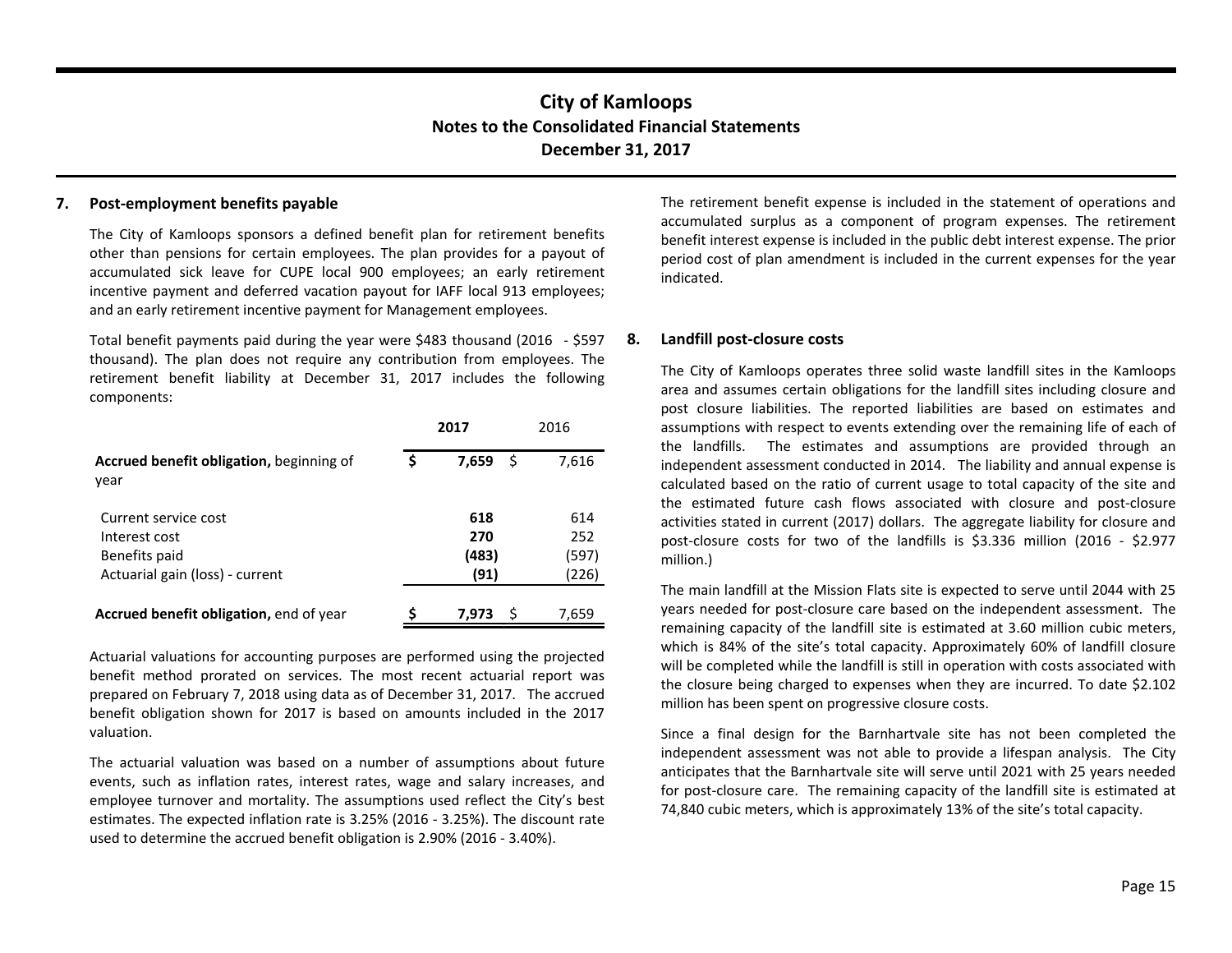# City of Kamloops
## Notes to the Consolidated Financial Statements
## December 31, 2017

### 7. Post-employment benefits payable

The City of Kamloops sponsors a defined benefit plan for retirement benefits other than pensions for certain employees. The plan provides for a payout of accumulated sick leave for CUPE local 900 employees; an early retirement incentive payment and deferred vacation payout for IAFF local 913 employees; and an early retirement incentive payment for Management employees.

Total benefit payments paid during the year were $483 thousand (2016 - $597 thousand). The plan does not require any contribution from employees. The retirement benefit liability at December 31, 2017 includes the following components:

| | **2017** | 2016 |
|---|---|---|
| **Accrued benefit obligation,** beginning of year | $ **7,659** | $ 7,616 |
| Current service cost | **618** | 614 |
| Interest cost | **270** | 252 |
| Benefits paid | **(483)** | (597) |
| Actuarial gain (loss) - current | **(91)** | (226) |
| **Accrued benefit obligation,** end of year | $ **7,973** | $ 7,659 |

Actuarial valuations for accounting purposes are performed using the projected benefit method prorated on services. The most recent actuarial report was prepared on February 7, 2018 using data as of December 31, 2017. The accrued benefit obligation shown for 2017 is based on amounts included in the 2017 valuation.

The actuarial valuation was based on a number of assumptions about future events, such as inflation rates, interest rates, wage and salary increases, and employee turnover and mortality. The assumptions used reflect the City's best estimates. The expected inflation rate is 3.25% (2016 - 3.25%). The discount rate used to determine the accrued benefit obligation is 2.90% (2016 - 3.40%).

The retirement benefit expense is included in the statement of operations and accumulated surplus as a component of program expenses. The retirement benefit interest expense is included in the public debt interest expense. The prior period cost of plan amendment is included in the current expenses for the year indicated.

### 8. Landfill post-closure costs

The City of Kamloops operates three solid waste landfill sites in the Kamloops area and assumes certain obligations for the landfill sites including closure and post closure liabilities. The reported liabilities are based on estimates and assumptions with respect to events extending over the remaining life of each of the landfills. The estimates and assumptions are provided through an independent assessment conducted in 2014. The liability and annual expense is calculated based on the ratio of current usage to total capacity of the site and the estimated future cash flows associated with closure and post-closure activities stated in current (2017) dollars. The aggregate liability for closure and post-closure costs for two of the landfills is $3.336 million (2016 - $2.977 million.)

The main landfill at the Mission Flats site is expected to serve until 2044 with 25 years needed for post-closure care based on the independent assessment. The remaining capacity of the landfill site is estimated at 3.60 million cubic meters, which is 84% of the site's total capacity. Approximately 60% of landfill closure will be completed while the landfill is still in operation with costs associated with the closure being charged to expenses when they are incurred. To date $2.102 million has been spent on progressive closure costs.

Since a final design for the Barnhartvale site has not been completed the independent assessment was not able to provide a lifespan analysis. The City anticipates that the Barnhartvale site will serve until 2021 with 25 years needed for post-closure care. The remaining capacity of the landfill site is estimated at 74,840 cubic meters, which is approximately 13% of the site's total capacity.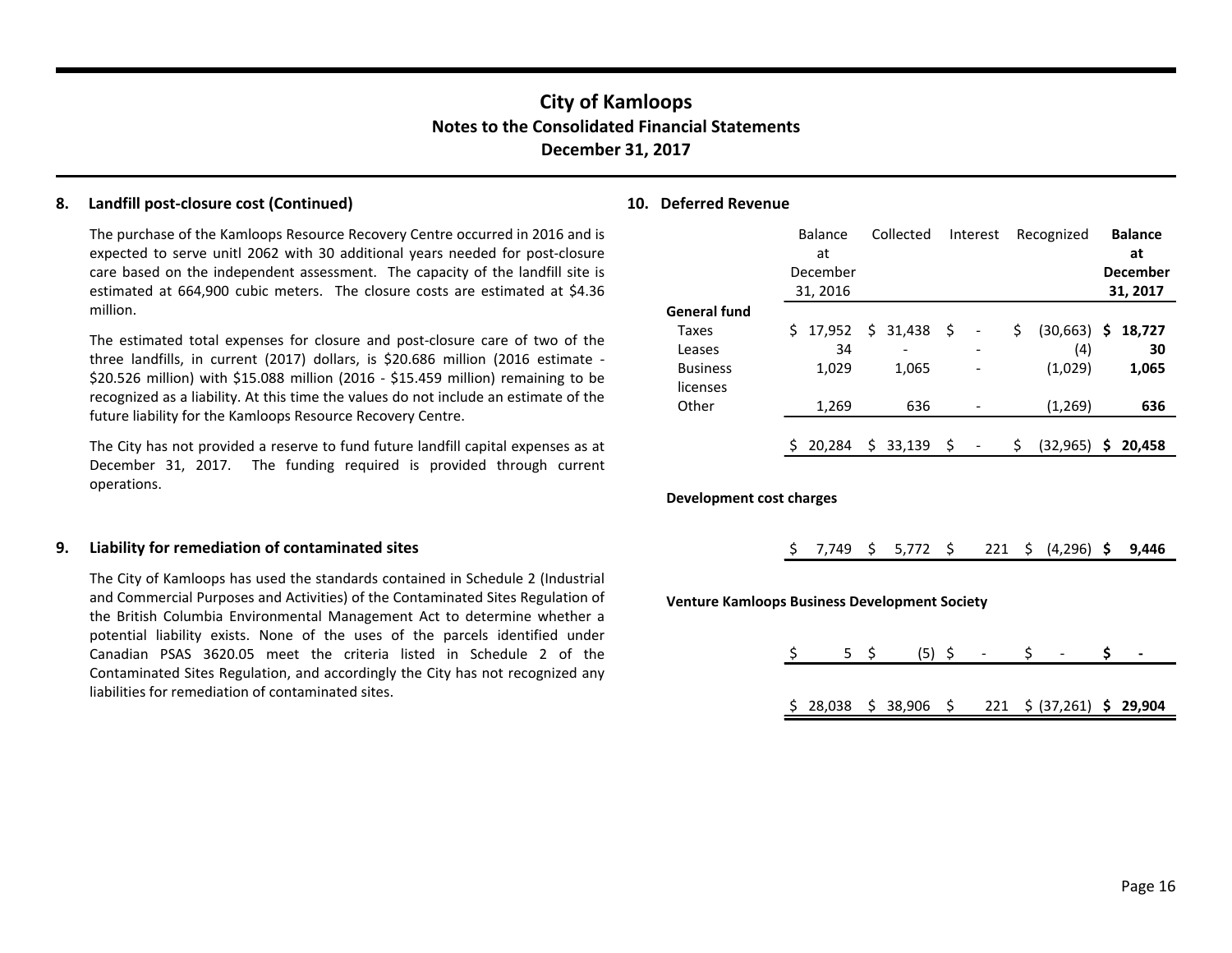## 8. Landfill post-closure cost (Continued)

The purchase of the Kamloops Resource Recovery Centre occurred in 2016 and is expected to serve unitl 2062 with 30 additional years needed for post-closure care based on the independent assessment. The capacity of the landfill site is estimated at 664,900 cubic meters. The closure costs are estimated at $4.36 million.

The estimated total expenses for closure and post-closure care of two of the three landfills, in current (2017) dollars, is $20.686 million (2016 estimate - $20.526 million) with $15.088 million (2016 - $15.459 million) remaining to be recognized as a liability. At this time the values do not include an estimate of the future liability for the Kamloops Resource Recovery Centre.

The City has not provided a reserve to fund future landfill capital expenses as at December 31, 2017. The funding required is provided through current operations.

## 9. Liability for remediation of contaminated sites

The City of Kamloops has used the standards contained in Schedule 2 (Industrial and Commercial Purposes and Activities) of the Contaminated Sites Regulation of the British Columbia Environmental Management Act to determine whether a potential liability exists. None of the uses of the parcels identified under Canadian PSAS 3620.05 meet the criteria listed in Schedule 2 of the Contaminated Sites Regulation, and accordingly the City has not recognized any liabilities for remediation of contaminated sites.

## 10. Deferred Revenue

| | Balance at December 31, 2016 | Collected | Interest | Recognized | **Balance at December 31, 2017** |
|---|---|---|---|---|---|
| **General fund** | | | | | |
| Taxes | $ 17,952 | $ 31,438 | $ - | $ (30,663) | **$ 18,727** |
| Leases | 34 | - | - | (4) | **30** |
| Business licenses | 1,029 | 1,065 | - | (1,029) | **1,065** |
| Other | 1,269 | 636 | - | (1,269) | **636** |
| | $ 20,284 | $ 33,139 | $ - | $ (32,965) | **$ 20,458** |
| **Development cost charges** | | | | | |
| | $ 7,749 | $ 5,772 | $ 221 | $ (4,296) | **$ 9,446** |
| **Venture Kamloops Business Development Society** | | | | | |
| | $ 5 | $ (5) | $ - | $ - | **$ -** |
| | $ 28,038 | $ 38,906 | $ 221 | $ (37,261) | **$ 29,904** |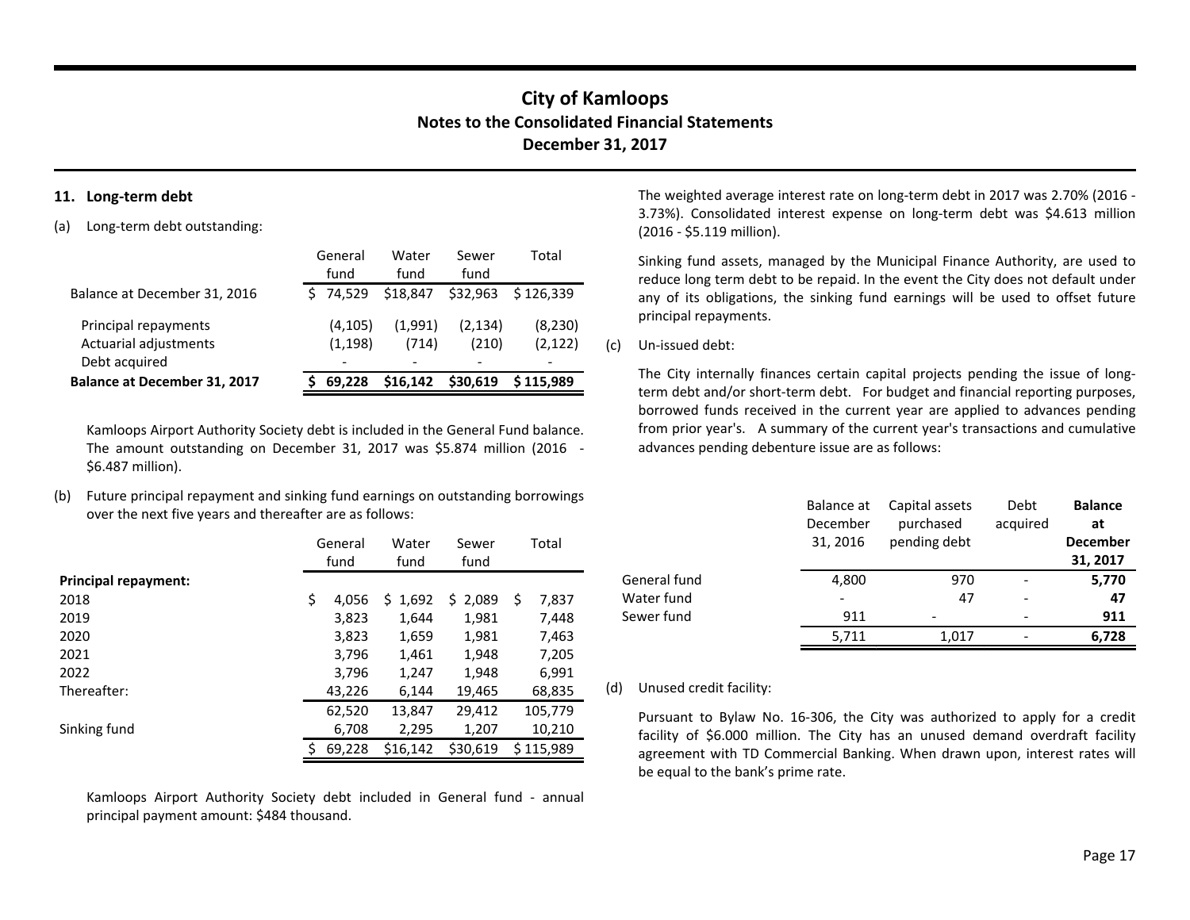# City of Kamloops
## Notes to the Consolidated Financial Statements
## December 31, 2017

### 11. Long-term debt

(a) Long-term debt outstanding:

| | General fund | Water fund | Sewer fund | Total |
|---|---|---|---|---|
| Balance at December 31, 2016 | $ 74,529 | $18,847 | $32,963 | $ 126,339 |
| Principal repayments | (4,105) | (1,991) | (2,134) | (8,230) |
| Actuarial adjustments | (1,198) | (714) | (210) | (2,122) |
| Debt acquired | - | - | - | - |
| **Balance at December 31, 2017** | **$ 69,228** | **$16,142** | **$30,619** | **$ 115,989** |

Kamloops Airport Authority Society debt is included in the General Fund balance. The amount outstanding on December 31, 2017 was $5.874 million (2016 - $6.487 million).

(b) Future principal repayment and sinking fund earnings on outstanding borrowings over the next five years and thereafter are as follows:

| | General fund | Water fund | Sewer fund | Total |
|---|---|---|---|---|
| **Principal repayment:** | | | | |
| 2018 | $ 4,056 | $ 1,692 | $ 2,089 | $ 7,837 |
| 2019 | 3,823 | 1,644 | 1,981 | 7,448 |
| 2020 | 3,823 | 1,659 | 1,981 | 7,463 |
| 2021 | 3,796 | 1,461 | 1,948 | 7,205 |
| 2022 | 3,796 | 1,247 | 1,948 | 6,991 |
| Thereafter: | 43,226 | 6,144 | 19,465 | 68,835 |
| | 62,520 | 13,847 | 29,412 | 105,779 |
| Sinking fund | 6,708 | 2,295 | 1,207 | 10,210 |
| | $ 69,228 | $16,142 | $30,619 | $ 115,989 |

Kamloops Airport Authority Society debt included in General fund - annual principal payment amount: $484 thousand.

The weighted average interest rate on long-term debt in 2017 was 2.70% (2016 - 3.73%). Consolidated interest expense on long-term debt was $4.613 million (2016 - $5.119 million).

Sinking fund assets, managed by the Municipal Finance Authority, are used to reduce long term debt to be repaid. In the event the City does not default under any of its obligations, the sinking fund earnings will be used to offset future principal repayments.

(c) Un-issued debt:

The City internally finances certain capital projects pending the issue of long-term debt and/or short-term debt. For budget and financial reporting purposes, borrowed funds received in the current year are applied to advances pending from prior year's. A summary of the current year's transactions and cumulative advances pending debenture issue are as follows:

| | Balance at December 31, 2016 | Capital assets purchased pending debt | Debt acquired | **Balance at December 31, 2017** |
|---|---|---|---|---|
| General fund | 4,800 | 970 | - | **5,770** |
| Water fund | - | 47 | - | **47** |
| Sewer fund | 911 | - | - | **911** |
| | 5,711 | 1,017 | - | **6,728** |

(d) Unused credit facility:

Pursuant to Bylaw No. 16-306, the City was authorized to apply for a credit facility of $6.000 million. The City has an unused demand overdraft facility agreement with TD Commercial Banking. When drawn upon, interest rates will be equal to the bank's prime rate.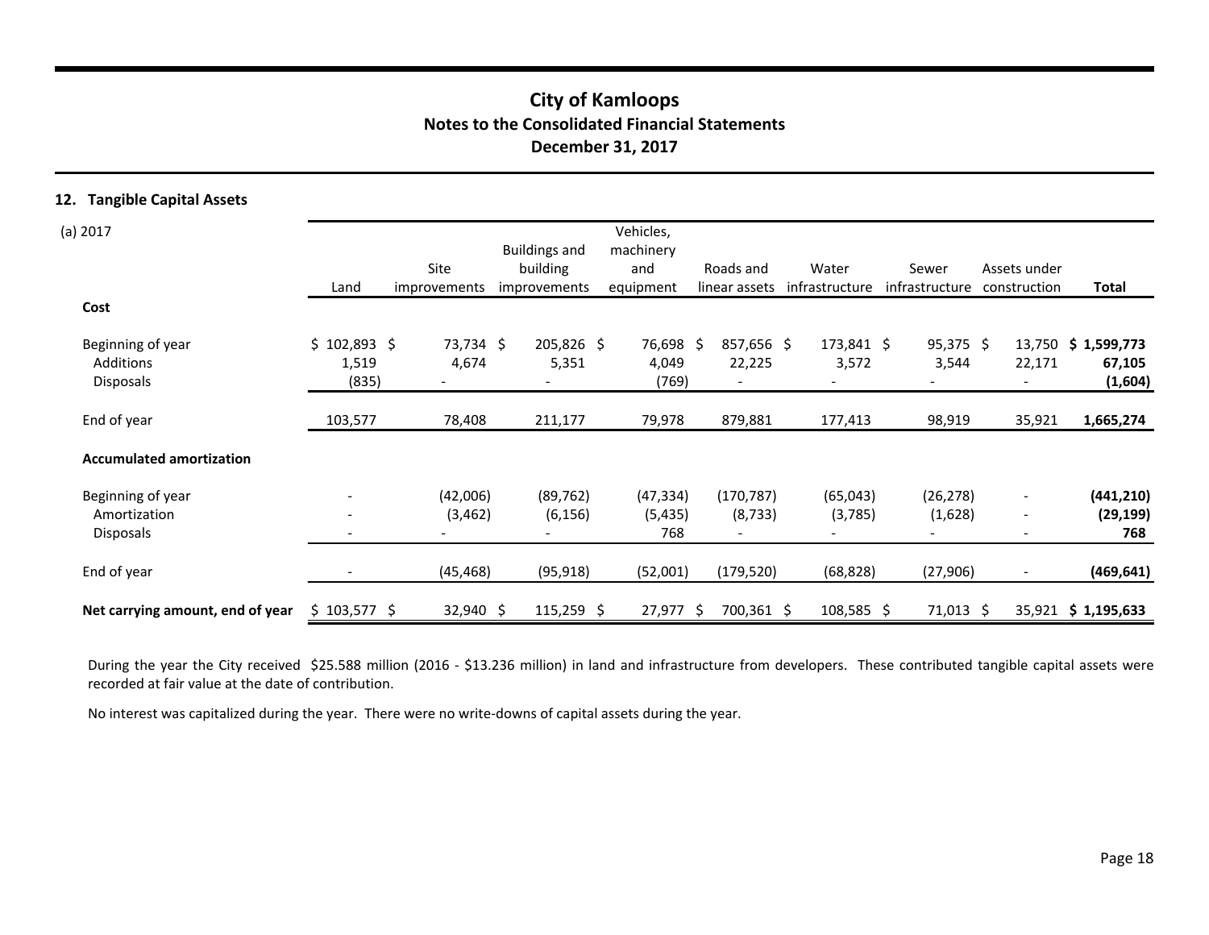# City of Kamloops

## Notes to the Consolidated Financial Statements

## December 31, 2017

### 12. Tangible Capital Assets

(a) 2017

| | Land | Site improvements | Buildings and building improvements | Vehicles, machinery and equipment | Roads and linear assets | Water infrastructure | Sewer infrastructure | Assets under construction | **Total** |
|---|---|---|---|---|---|---|---|---|---|
| **Cost** | | | | | | | | | |
| Beginning of year | $ 102,893 | $ 73,734 | $ 205,826 | $ 76,698 | $ 857,656 | $ 173,841 | $ 95,375 | $ 13,750 | **$ 1,599,773** |
| Additions | 1,519 | 4,674 | 5,351 | 4,049 | 22,225 | 3,572 | 3,544 | 22,171 | **67,105** |
| Disposals | (835) | - | - | (769) | - | - | - | - | **(1,604)** |
| End of year | 103,577 | 78,408 | 211,177 | 79,978 | 879,881 | 177,413 | 98,919 | 35,921 | **1,665,274** |
| **Accumulated amortization** | | | | | | | | | |
| Beginning of year | - | (42,006) | (89,762) | (47,334) | (170,787) | (65,043) | (26,278) | - | **(441,210)** |
| Amortization | - | (3,462) | (6,156) | (5,435) | (8,733) | (3,785) | (1,628) | - | **(29,199)** |
| Disposals | - | - | - | 768 | - | - | - | - | **768** |
| End of year | - | (45,468) | (95,918) | (52,001) | (179,520) | (68,828) | (27,906) | - | **(469,641)** |
| **Net carrying amount, end of year** | $ 103,577 | $ 32,940 | $ 115,259 | $ 27,977 | $ 700,361 | $ 108,585 | $ 71,013 | $ 35,921 | **$ 1,195,633** |

During the year the City received $25.588 million (2016 - $13.236 million) in land and infrastructure from developers. These contributed tangible capital assets were recorded at fair value at the date of contribution.

No interest was capitalized during the year. There were no write-downs of capital assets during the year.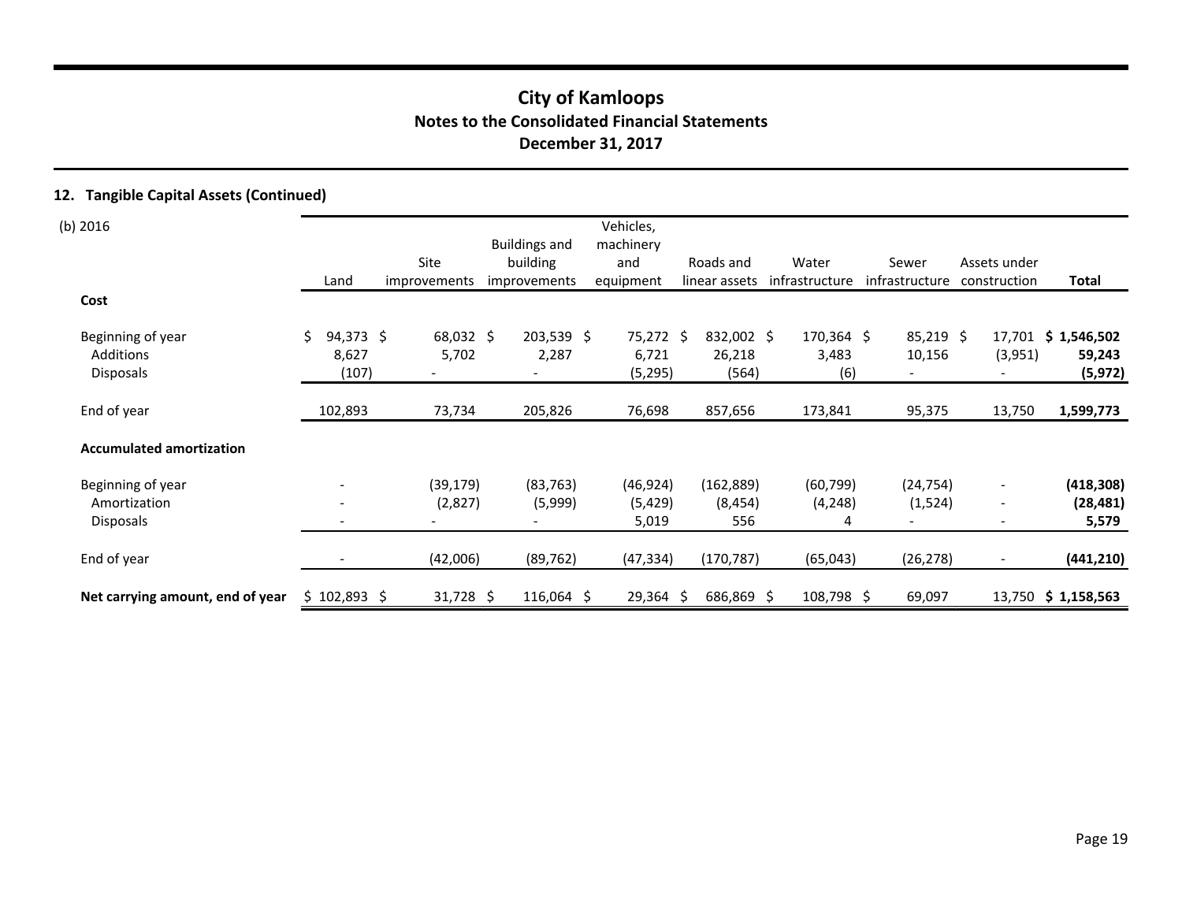# City of Kamloops
## Notes to the Consolidated Financial Statements
## December 31, 2017

### 12. Tangible Capital Assets (Continued)

(b) 2016

| | Land | Site improvements | Buildings and building improvements | Vehicles, machinery and equipment | Roads and linear assets | Water infrastructure | Sewer infrastructure | Assets under construction | **Total** |
|---|---|---|---|---|---|---|---|---|---|
| **Cost** | | | | | | | | | |
| Beginning of year | $ 94,373 | $ 68,032 | $ 203,539 | $ 75,272 | $ 832,002 | $ 170,364 | $ 85,219 | $ 17,701 | **$ 1,546,502** |
| Additions | 8,627 | 5,702 | 2,287 | 6,721 | 26,218 | 3,483 | 10,156 | (3,951) | **59,243** |
| Disposals | (107) | - | - | (5,295) | (564) | (6) | - | - | **(5,972)** |
| End of year | 102,893 | 73,734 | 205,826 | 76,698 | 857,656 | 173,841 | 95,375 | 13,750 | **1,599,773** |
| **Accumulated amortization** | | | | | | | | | |
| Beginning of year | - | (39,179) | (83,763) | (46,924) | (162,889) | (60,799) | (24,754) | - | **(418,308)** |
| Amortization | - | (2,827) | (5,999) | (5,429) | (8,454) | (4,248) | (1,524) | - | **(28,481)** |
| Disposals | - | - | - | 5,019 | 556 | 4 | - | - | **5,579** |
| End of year | - | (42,006) | (89,762) | (47,334) | (170,787) | (65,043) | (26,278) | - | **(441,210)** |
| **Net carrying amount, end of year** | $ 102,893 | $ 31,728 | $ 116,064 | $ 29,364 | $ 686,869 | $ 108,798 | $ 69,097 | 13,750 | **$ 1,158,563** |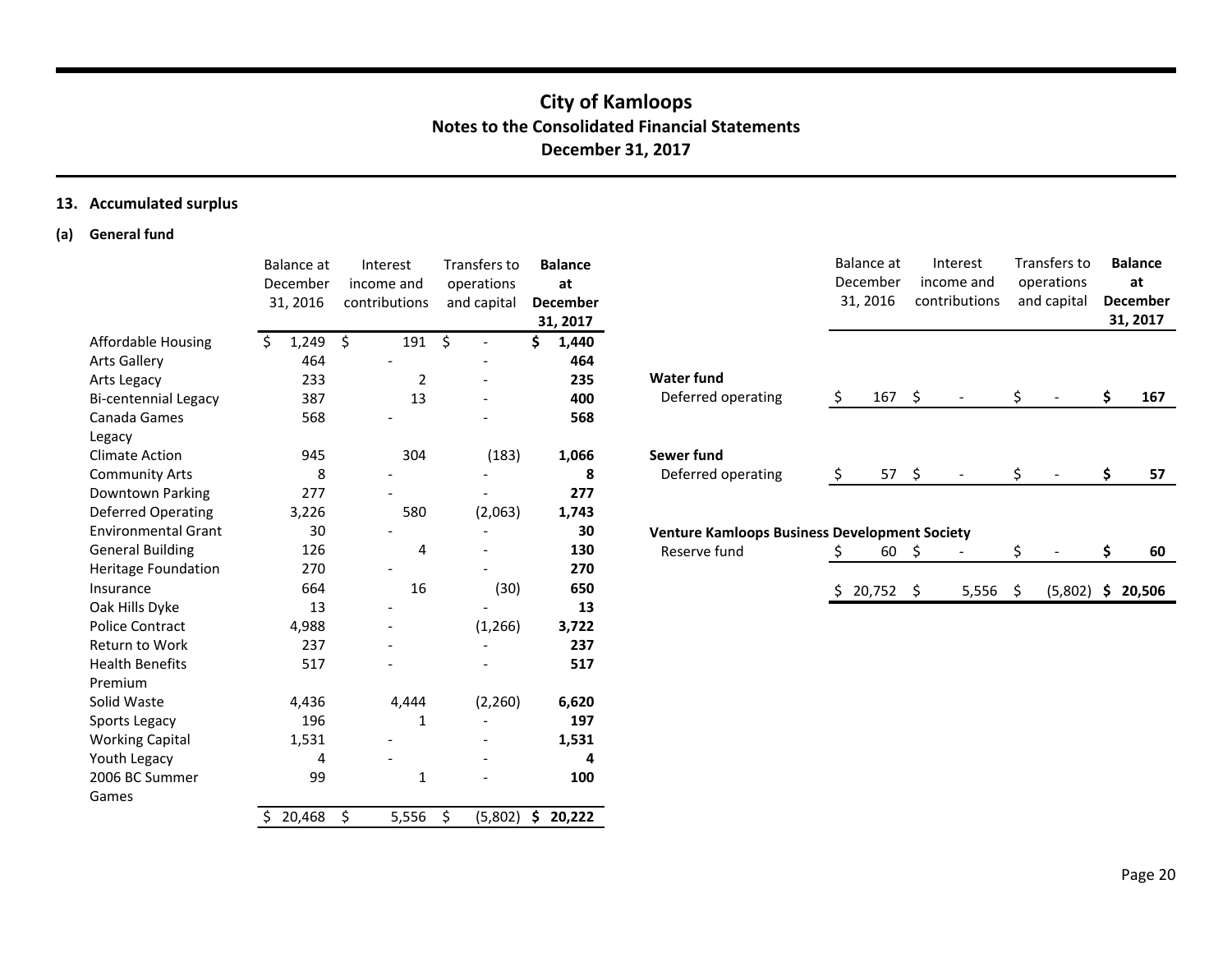## 13. Accumulated surplus

### (a) General fund

| | Balance at December 31, 2016 | Interest income and contributions | Transfers to operations and capital | **Balance at December 31, 2017** |
|---|---|---|---|---|
| Affordable Housing | $ 1,249 | $ 191 | $ - | **$ 1,440** |
| Arts Gallery | 464 | - | - | **464** |
| Arts Legacy | 233 | 2 | - | **235** |
| Bi-centennial Legacy | 387 | 13 | - | **400** |
| Canada Games Legacy | 568 | - | - | **568** |
| Climate Action | 945 | 304 | (183) | **1,066** |
| Community Arts | 8 | - | - | **8** |
| Downtown Parking | 277 | - | - | **277** |
| Deferred Operating | 3,226 | 580 | (2,063) | **1,743** |
| Environmental Grant | 30 | - | - | **30** |
| General Building | 126 | 4 | - | **130** |
| Heritage Foundation | 270 | - | - | **270** |
| Insurance | 664 | 16 | (30) | **650** |
| Oak Hills Dyke | 13 | - | - | **13** |
| Police Contract | 4,988 | - | (1,266) | **3,722** |
| Return to Work | 237 | - | - | **237** |
| Health Benefits Premium | 517 | - | - | **517** |
| Solid Waste | 4,436 | 4,444 | (2,260) | **6,620** |
| Sports Legacy | 196 | 1 | - | **197** |
| Working Capital | 1,531 | - | - | **1,531** |
| Youth Legacy | 4 | - | - | **4** |
| 2006 BC Summer Games | 99 | 1 | - | **100** |
| | $ 20,468 | $ 5,556 | $ (5,802) | **$ 20,222** |

| | Balance at December 31, 2016 | Interest income and contributions | Transfers to operations and capital | **Balance at December 31, 2017** |
|---|---|---|---|---|
| **Water fund** | | | | |
| Deferred operating | $ 167 | $ - | $ - | **$ 167** |
| **Sewer fund** | | | | |
| Deferred operating | $ 57 | $ - | $ - | **$ 57** |
| **Venture Kamloops Business Development Society** | | | | |
| Reserve fund | $ 60 | $ - | $ - | **$ 60** |
| | $ 20,752 | $ 5,556 | $ (5,802) | **$ 20,506** |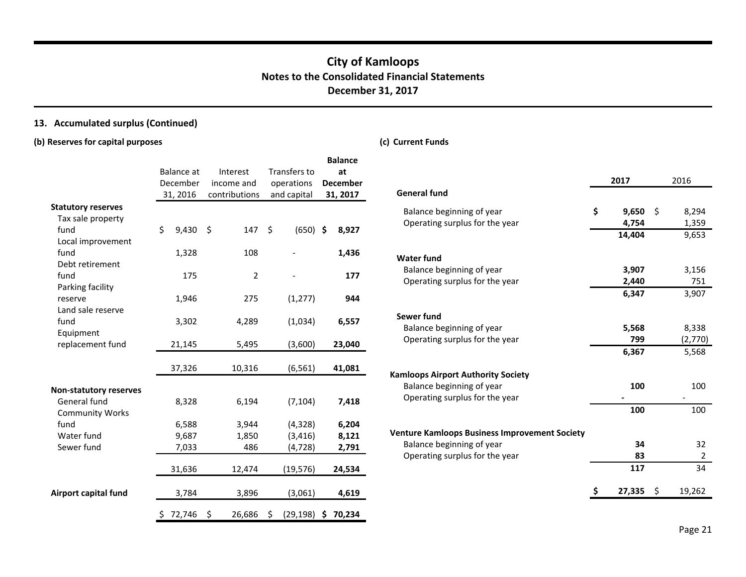## City of Kamloops
### Notes to the Consolidated Financial Statements
### December 31, 2017

**13. Accumulated surplus (Continued)**

**(b) Reserves for capital purposes**

| | Balance at December 31, 2016 | Interest income and contributions | Transfers to operations and capital | **Balance at December 31, 2017** |
|---|---|---|---|---|
| **Statutory reserves** | | | | |
| Tax sale property fund | $ 9,430 | $ 147 | $ (650) | **$ 8,927** |
| Local improvement fund | 1,328 | 108 | - | **1,436** |
| Debt retirement fund | 175 | 2 | - | **177** |
| Parking facility reserve | 1,946 | 275 | (1,277) | **944** |
| Land sale reserve fund | 3,302 | 4,289 | (1,034) | **6,557** |
| Equipment replacement fund | 21,145 | 5,495 | (3,600) | **23,040** |
| | 37,326 | 10,316 | (6,561) | **41,081** |
| **Non-statutory reserves** | | | | |
| General fund | 8,328 | 6,194 | (7,104) | **7,418** |
| Community Works fund | 6,588 | 3,944 | (4,328) | **6,204** |
| Water fund | 9,687 | 1,850 | (3,416) | **8,121** |
| Sewer fund | 7,033 | 486 | (4,728) | **2,791** |
| | 31,636 | 12,474 | (19,576) | **24,534** |
| **Airport capital fund** | 3,784 | 3,896 | (3,061) | **4,619** |
| | $ 72,746 | $ 26,686 | $ (29,198) | **$ 70,234** |

**(c) Current Funds**

| | **2017** | 2016 |
|---|---|---|
| **General fund** | | |
| Balance beginning of year | **$ 9,650** | $ 8,294 |
| Operating surplus for the year | **4,754** | 1,359 |
| | **14,404** | 9,653 |
| **Water fund** | | |
| Balance beginning of year | **3,907** | 3,156 |
| Operating surplus for the year | **2,440** | 751 |
| | **6,347** | 3,907 |
| **Sewer fund** | | |
| Balance beginning of year | **5,568** | 8,338 |
| Operating surplus for the year | **799** | (2,770) |
| | **6,367** | 5,568 |
| **Kamloops Airport Authority Society** | | |
| Balance beginning of year | **100** | 100 |
| Operating surplus for the year | **-** | - |
| | **100** | 100 |
| **Venture Kamloops Business Improvement Society** | | |
| Balance beginning of year | **34** | 32 |
| Operating surplus for the year | **83** | 2 |
| | **117** | 34 |
| | **$ 27,335** | $ 19,262 |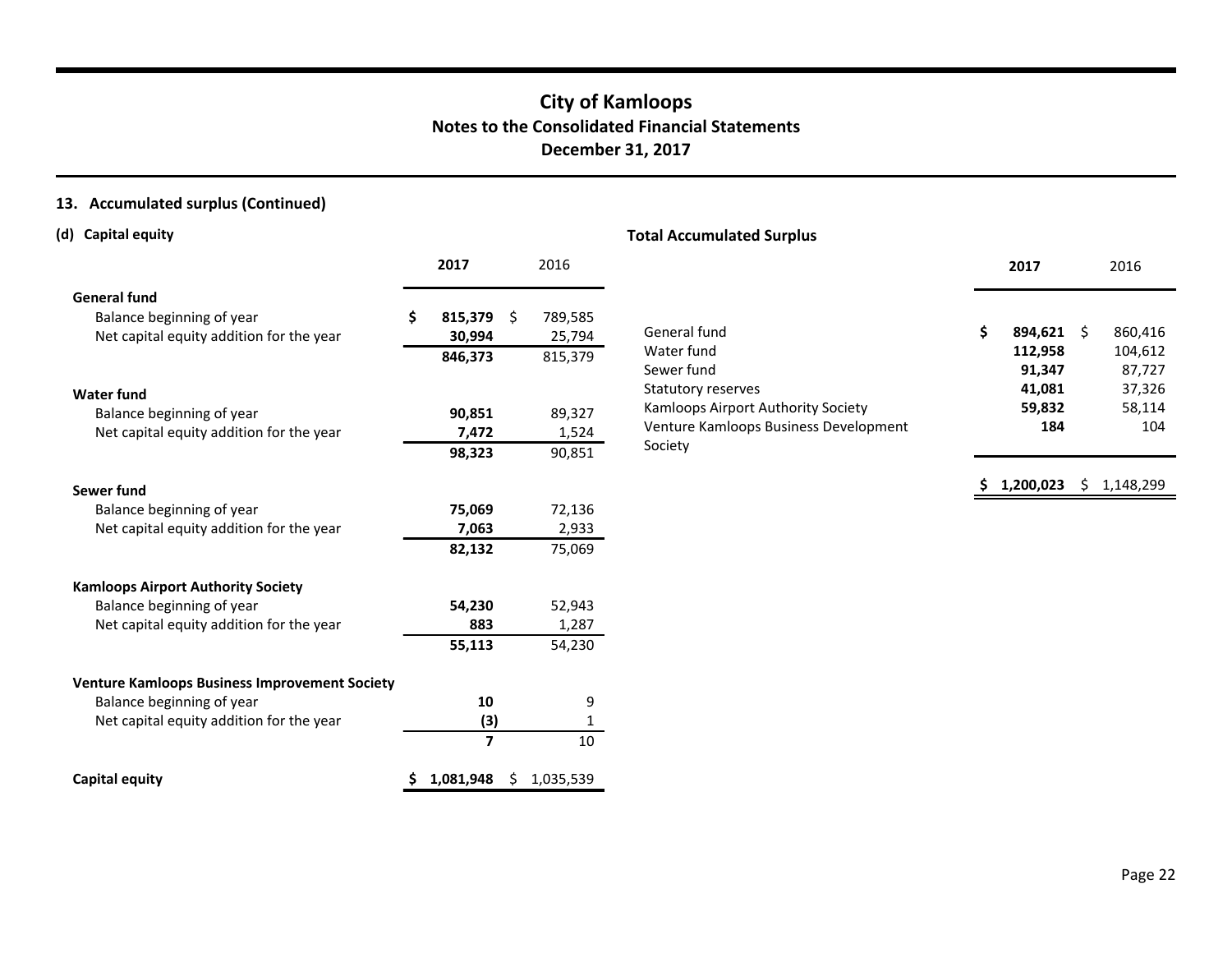# City of Kamloops
## Notes to the Consolidated Financial Statements
## December 31, 2017

### 13. Accumulated surplus (Continued)

#### (d) Capital equity

| | 2017 | 2016 |
|---|---|---|
| **General fund** | | |
| Balance beginning of year | $ 815,379 | $ 789,585 |
| Net capital equity addition for the year | 30,994 | 25,794 |
| | 846,373 | 815,379 |
| **Water fund** | | |
| Balance beginning of year | 90,851 | 89,327 |
| Net capital equity addition for the year | 7,472 | 1,524 |
| | 98,323 | 90,851 |
| **Sewer fund** | | |
| Balance beginning of year | 75,069 | 72,136 |
| Net capital equity addition for the year | 7,063 | 2,933 |
| | 82,132 | 75,069 |
| **Kamloops Airport Authority Society** | | |
| Balance beginning of year | 54,230 | 52,943 |
| Net capital equity addition for the year | 883 | 1,287 |
| | 55,113 | 54,230 |
| **Venture Kamloops Business Improvement Society** | | |
| Balance beginning of year | 10 | 9 |
| Net capital equity addition for the year | (3) | 1 |
| | 7 | 10 |
| **Capital equity** | $ 1,081,948 | $ 1,035,539 |

#### Total Accumulated Surplus

| | 2017 | 2016 |
|---|---|---|
| General fund | $ 894,621 | $ 860,416 |
| Water fund | 112,958 | 104,612 |
| Sewer fund | 91,347 | 87,727 |
| Statutory reserves | 41,081 | 37,326 |
| Kamloops Airport Authority Society | 59,832 | 58,114 |
| Venture Kamloops Business Development Society | 184 | 104 |
| | $ 1,200,023 | $ 1,148,299 |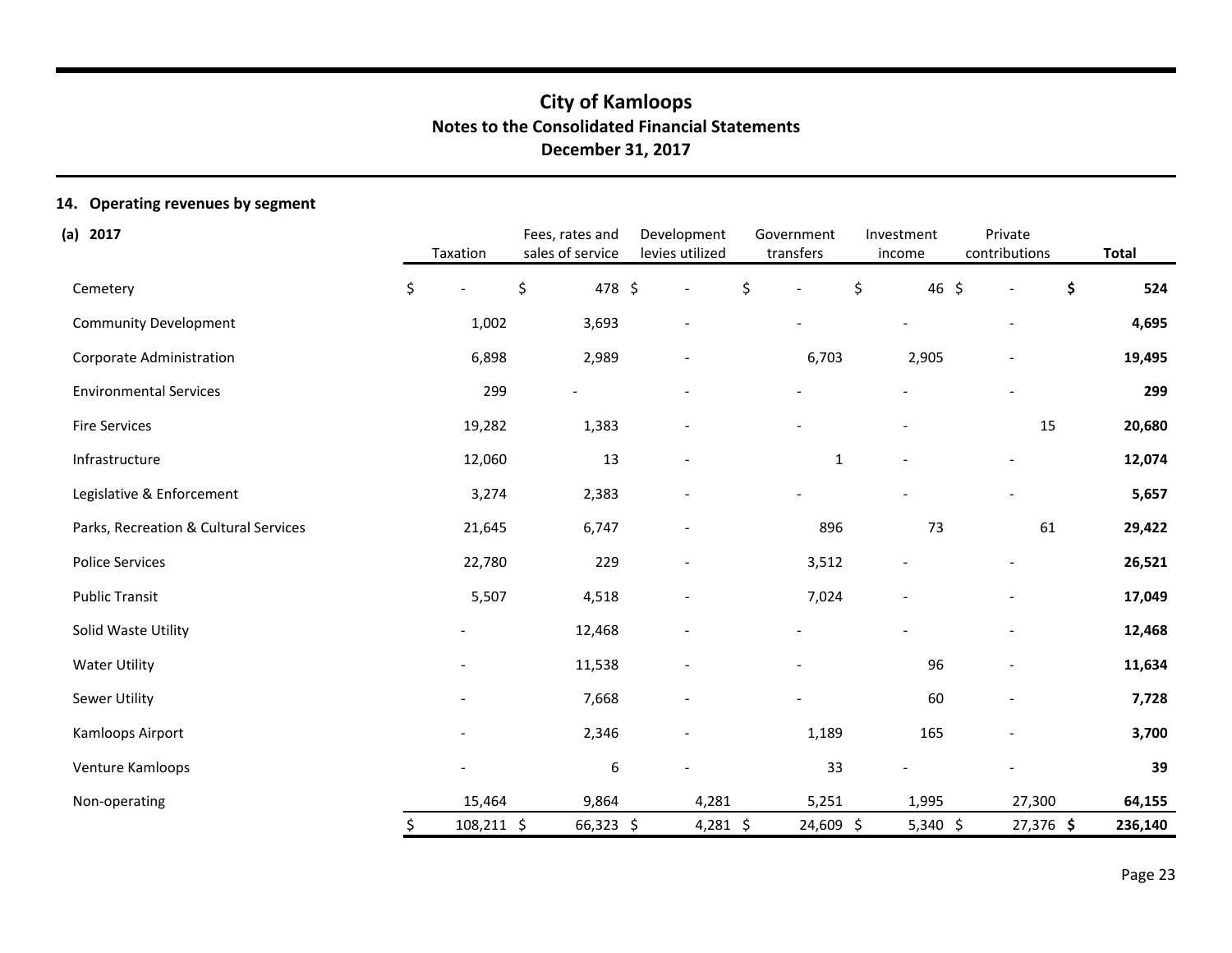# City of Kamloops
## Notes to the Consolidated Financial Statements
## December 31, 2017

### 14. Operating revenues by segment

**(a) 2017**

| | Taxation | Fees, rates and sales of service | Development levies utilized | Government transfers | Investment income | Private contributions | Total |
|---|---|---|---|---|---|---|---|
| Cemetery | $ - | $ 478 | $ - | $ - | $ 46 | $ - | **$ 524** |
| Community Development | 1,002 | 3,693 | - | - | - | - | **4,695** |
| Corporate Administration | 6,898 | 2,989 | - | 6,703 | 2,905 | - | **19,495** |
| Environmental Services | 299 | - | - | - | - | - | **299** |
| Fire Services | 19,282 | 1,383 | - | - | - | 15 | **20,680** |
| Infrastructure | 12,060 | 13 | - | 1 | - | - | **12,074** |
| Legislative & Enforcement | 3,274 | 2,383 | - | - | - | - | **5,657** |
| Parks, Recreation & Cultural Services | 21,645 | 6,747 | - | 896 | 73 | 61 | **29,422** |
| Police Services | 22,780 | 229 | - | 3,512 | - | - | **26,521** |
| Public Transit | 5,507 | 4,518 | - | 7,024 | - | - | **17,049** |
| Solid Waste Utility | - | 12,468 | - | - | - | - | **12,468** |
| Water Utility | - | 11,538 | - | - | 96 | - | **11,634** |
| Sewer Utility | - | 7,668 | - | - | 60 | - | **7,728** |
| Kamloops Airport | - | 2,346 | - | 1,189 | 165 | - | **3,700** |
| Venture Kamloops | - | 6 | - | 33 | - | - | **39** |
| Non-operating | 15,464 | 9,864 | 4,281 | 5,251 | 1,995 | 27,300 | **64,155** |
| | $ 108,211 | $ 66,323 | $ 4,281 | $ 24,609 | $ 5,340 | $ 27,376 | **$ 236,140** |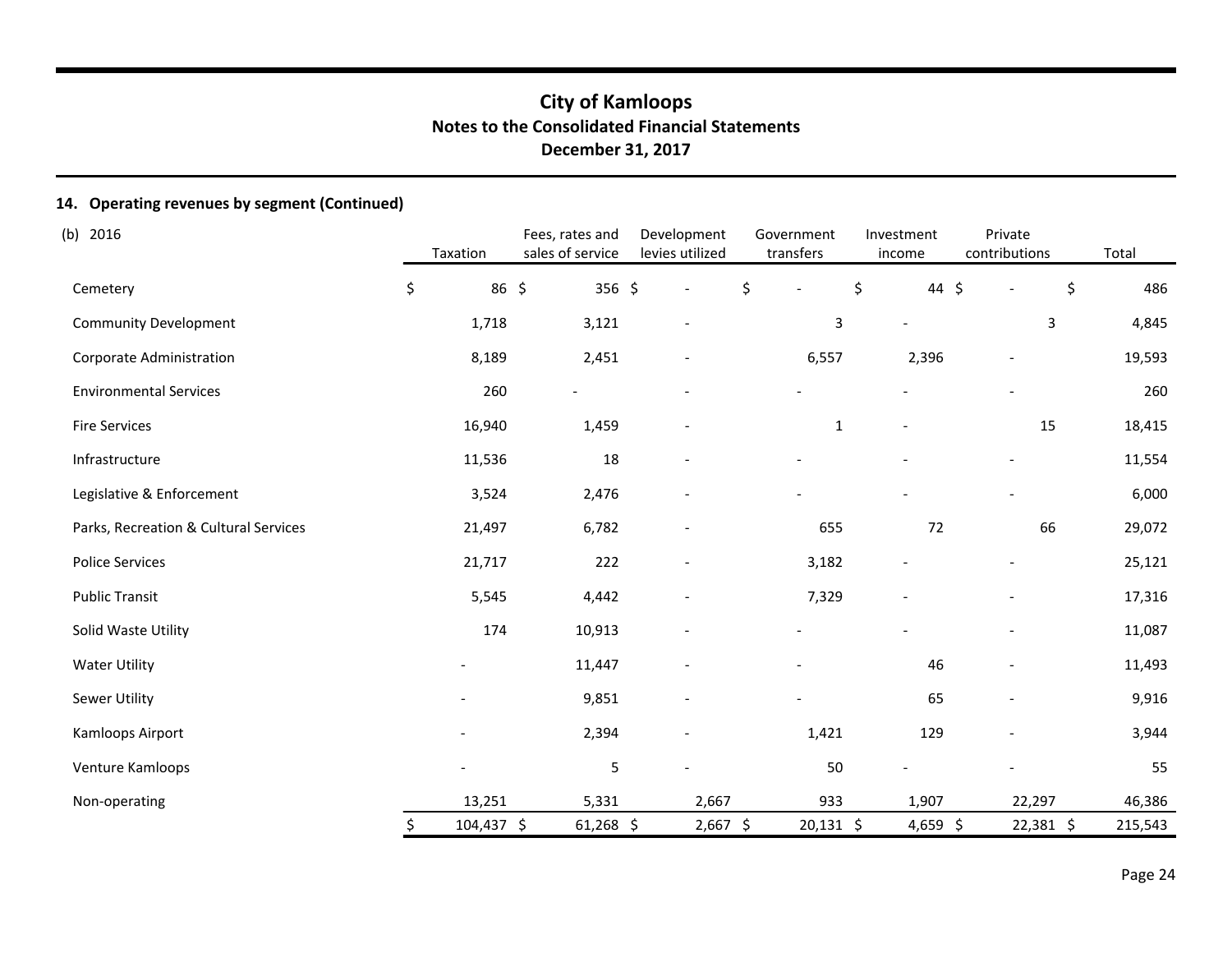# City of Kamloops
## Notes to the Consolidated Financial Statements
### December 31, 2017

### 14. Operating revenues by segment (Continued)

(b) 2016

| | Taxation | Fees, rates and sales of service | Development levies utilized | Government transfers | Investment income | Private contributions | Total |
|---|---|---|---|---|---|---|---|
| Cemetery | $ 86 | $ 356 | $ - | $ - | $ 44 | $ - | $ 486 |
| Community Development | 1,718 | 3,121 | - | 3 | - | 3 | 4,845 |
| Corporate Administration | 8,189 | 2,451 | - | 6,557 | 2,396 | - | 19,593 |
| Environmental Services | 260 | - | - | - | - | - | 260 |
| Fire Services | 16,940 | 1,459 | - | 1 | - | 15 | 18,415 |
| Infrastructure | 11,536 | 18 | - | - | - | - | 11,554 |
| Legislative & Enforcement | 3,524 | 2,476 | - | - | - | - | 6,000 |
| Parks, Recreation & Cultural Services | 21,497 | 6,782 | - | 655 | 72 | 66 | 29,072 |
| Police Services | 21,717 | 222 | - | 3,182 | - | - | 25,121 |
| Public Transit | 5,545 | 4,442 | - | 7,329 | - | - | 17,316 |
| Solid Waste Utility | 174 | 10,913 | - | - | - | - | 11,087 |
| Water Utility | - | 11,447 | - | - | 46 | - | 11,493 |
| Sewer Utility | - | 9,851 | - | - | 65 | - | 9,916 |
| Kamloops Airport | - | 2,394 | - | 1,421 | 129 | - | 3,944 |
| Venture Kamloops | - | 5 | - | 50 | - | - | 55 |
| Non-operating | 13,251 | 5,331 | 2,667 | 933 | 1,907 | 22,297 | 46,386 |
| | $ 104,437 | $ 61,268 | $ 2,667 | $ 20,131 | $ 4,659 | $ 22,381 | $ 215,543 |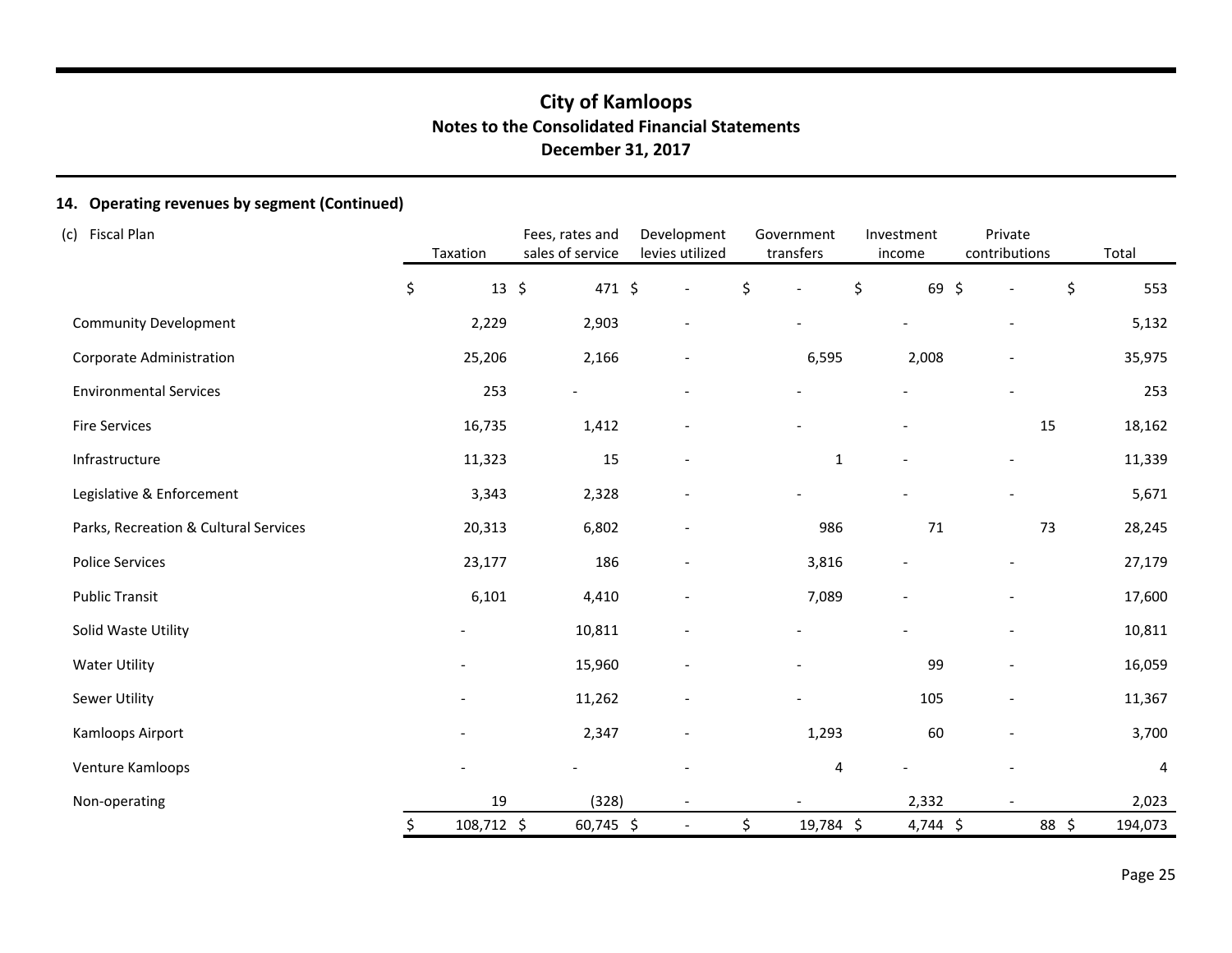# City of Kamloops
## Notes to the Consolidated Financial Statements
## December 31, 2017

### 14. Operating revenues by segment (Continued)

(c) Fiscal Plan

| | Taxation | Fees, rates and sales of service | Development levies utilized | Government transfers | Investment income | Private contributions | Total |
|---|---|---|---|---|---|---|---|
| | $ 13 | $ 471 | $ - | $ - | $ 69 | $ - | $ 553 |
| Community Development | 2,229 | 2,903 | - | - | - | - | 5,132 |
| Corporate Administration | 25,206 | 2,166 | - | 6,595 | 2,008 | - | 35,975 |
| Environmental Services | 253 | - | - | - | - | - | 253 |
| Fire Services | 16,735 | 1,412 | - | - | - | 15 | 18,162 |
| Infrastructure | 11,323 | 15 | - | 1 | - | - | 11,339 |
| Legislative & Enforcement | 3,343 | 2,328 | - | - | - | - | 5,671 |
| Parks, Recreation & Cultural Services | 20,313 | 6,802 | - | 986 | 71 | 73 | 28,245 |
| Police Services | 23,177 | 186 | - | 3,816 | - | - | 27,179 |
| Public Transit | 6,101 | 4,410 | - | 7,089 | - | - | 17,600 |
| Solid Waste Utility | - | 10,811 | - | - | - | - | 10,811 |
| Water Utility | - | 15,960 | - | - | 99 | - | 16,059 |
| Sewer Utility | - | 11,262 | - | - | 105 | - | 11,367 |
| Kamloops Airport | - | 2,347 | - | 1,293 | 60 | - | 3,700 |
| Venture Kamloops | - | - | - | 4 | - | - | 4 |
| Non-operating | 19 | (328) | - | - | 2,332 | - | 2,023 |
| | $ 108,712 | $ 60,745 | $ - | $ 19,784 | $ 4,744 | $ 88 | $ 194,073 |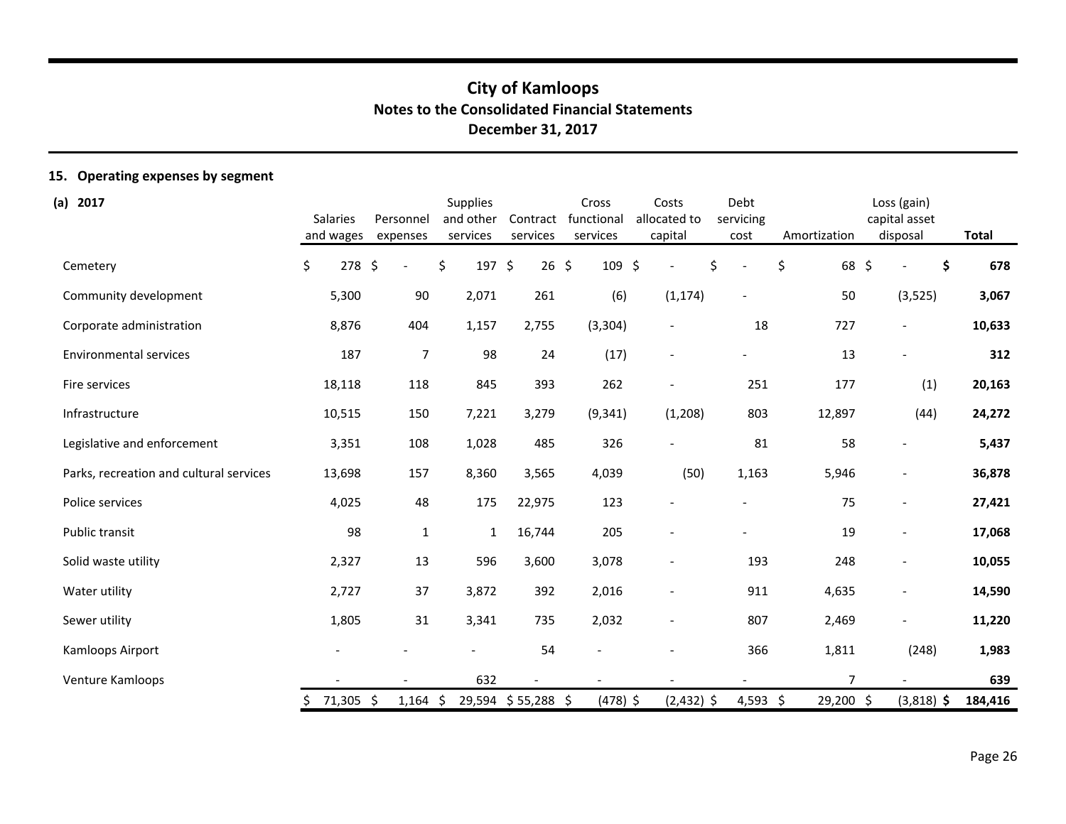## City of Kamloops
### Notes to the Consolidated Financial Statements
### December 31, 2017

### 15. Operating expenses by segment

**(a) 2017**

| | Salaries and wages | Personnel expenses | Supplies and other services | Contract services | Cross functional services | Costs allocated to capital | Debt servicing cost | Amortization | Loss (gain) capital asset disposal | **Total** |
|---|---|---|---|---|---|---|---|---|---|---|
| Cemetery | $ 278 | $ - | $ 197 | $ 26 | $ 109 | $ - | $ - | $ 68 | $ - | **$ 678** |
| Community development | 5,300 | 90 | 2,071 | 261 | (6) | (1,174) | - | 50 | (3,525) | **3,067** |
| Corporate administration | 8,876 | 404 | 1,157 | 2,755 | (3,304) | - | 18 | 727 | - | **10,633** |
| Environmental services | 187 | 7 | 98 | 24 | (17) | - | - | 13 | - | **312** |
| Fire services | 18,118 | 118 | 845 | 393 | 262 | - | 251 | 177 | (1) | **20,163** |
| Infrastructure | 10,515 | 150 | 7,221 | 3,279 | (9,341) | (1,208) | 803 | 12,897 | (44) | **24,272** |
| Legislative and enforcement | 3,351 | 108 | 1,028 | 485 | 326 | - | 81 | 58 | - | **5,437** |
| Parks, recreation and cultural services | 13,698 | 157 | 8,360 | 3,565 | 4,039 | (50) | 1,163 | 5,946 | - | **36,878** |
| Police services | 4,025 | 48 | 175 | 22,975 | 123 | - | - | 75 | - | **27,421** |
| Public transit | 98 | 1 | 1 | 16,744 | 205 | - | - | 19 | - | **17,068** |
| Solid waste utility | 2,327 | 13 | 596 | 3,600 | 3,078 | - | 193 | 248 | - | **10,055** |
| Water utility | 2,727 | 37 | 3,872 | 392 | 2,016 | - | 911 | 4,635 | - | **14,590** |
| Sewer utility | 1,805 | 31 | 3,341 | 735 | 2,032 | - | 807 | 2,469 | - | **11,220** |
| Kamloops Airport | - | - | - | 54 | - | - | 366 | 1,811 | (248) | **1,983** |
| Venture Kamloops | - | - | 632 | - | - | - | - | 7 | - | **639** |
| | $ 71,305 | $ 1,164 | $ 29,594 | $ 55,288 | $ (478) | $ (2,432) | $ 4,593 | $ 29,200 | $ (3,818) | **$ 184,416** |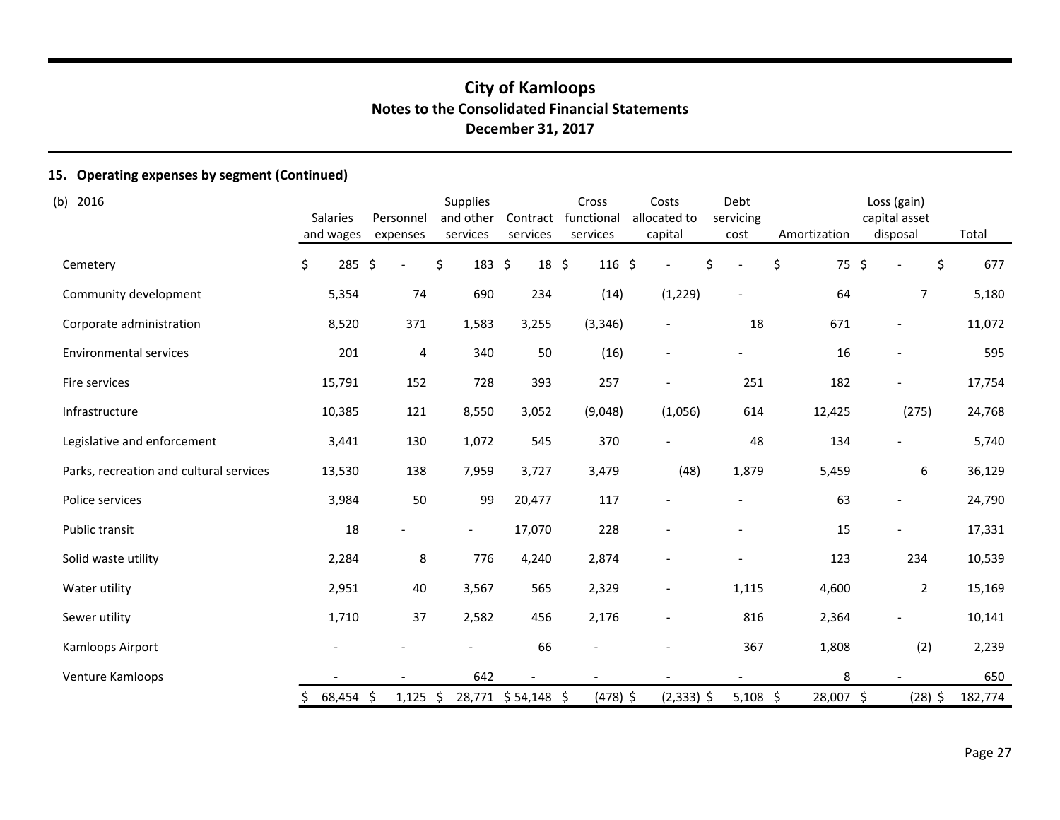# City of Kamloops

## Notes to the Consolidated Financial Statements

## December 31, 2017

### 15. Operating expenses by segment (Continued)

(b) 2016

| | Salaries and wages | Personnel expenses | Supplies and other services | Contract services | Cross functional services | Costs allocated to capital | Debt servicing cost | Amortization | Loss (gain) capital asset disposal | Total |
|---|---|---|---|---|---|---|---|---|---|---|
| Cemetery | $ 285 | $ - | $ 183 | $ 18 | $ 116 | $ - | $ - | $ 75 | $ - | $ 677 |
| Community development | 5,354 | 74 | 690 | 234 | (14) | (1,229) | - | 64 | 7 | 5,180 |
| Corporate administration | 8,520 | 371 | 1,583 | 3,255 | (3,346) | - | 18 | 671 | - | 11,072 |
| Environmental services | 201 | 4 | 340 | 50 | (16) | - | - | 16 | - | 595 |
| Fire services | 15,791 | 152 | 728 | 393 | 257 | - | 251 | 182 | - | 17,754 |
| Infrastructure | 10,385 | 121 | 8,550 | 3,052 | (9,048) | (1,056) | 614 | 12,425 | (275) | 24,768 |
| Legislative and enforcement | 3,441 | 130 | 1,072 | 545 | 370 | - | 48 | 134 | - | 5,740 |
| Parks, recreation and cultural services | 13,530 | 138 | 7,959 | 3,727 | 3,479 | (48) | 1,879 | 5,459 | 6 | 36,129 |
| Police services | 3,984 | 50 | 99 | 20,477 | 117 | - | - | 63 | - | 24,790 |
| Public transit | 18 | - | - | 17,070 | 228 | - | - | 15 | - | 17,331 |
| Solid waste utility | 2,284 | 8 | 776 | 4,240 | 2,874 | - | - | 123 | 234 | 10,539 |
| Water utility | 2,951 | 40 | 3,567 | 565 | 2,329 | - | 1,115 | 4,600 | 2 | 15,169 |
| Sewer utility | 1,710 | 37 | 2,582 | 456 | 2,176 | - | 816 | 2,364 | - | 10,141 |
| Kamloops Airport | - | - | - | 66 | - | - | 367 | 1,808 | (2) | 2,239 |
| Venture Kamloops | - | - | 642 | - | - | - | - | 8 | - | 650 |
| | $ 68,454 | $ 1,125 | $ 28,771 | $ 54,148 | $ (478) | $ (2,333) | $ 5,108 | $ 28,007 | $ (28) | $ 182,774 |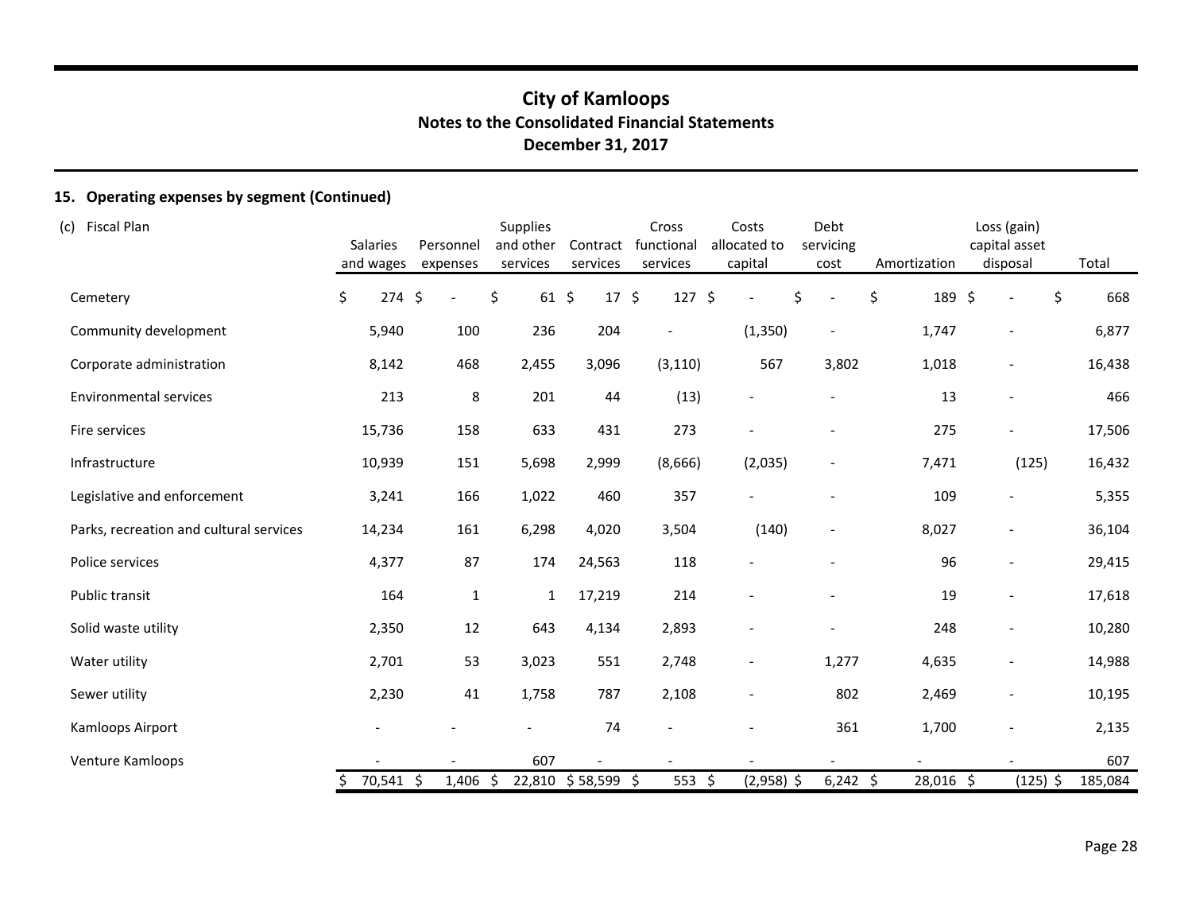# City of Kamloops
## Notes to the Consolidated Financial Statements
### December 31, 2017

### 15. Operating expenses by segment (Continued)

(c) Fiscal Plan

| | Salaries and wages | Personnel expenses | Supplies and other services | Contract services | Cross functional services | Costs allocated to capital | Debt servicing cost | Amortization | Loss (gain) capital asset disposal | Total |
|---|---|---|---|---|---|---|---|---|---|---|
| Cemetery | $ 274 | $ - | $ 61 | $ 17 | $ 127 | $ - | $ - | $ 189 | $ - | $ 668 |
| Community development | 5,940 | 100 | 236 | 204 | - | (1,350) | - | 1,747 | - | 6,877 |
| Corporate administration | 8,142 | 468 | 2,455 | 3,096 | (3,110) | 567 | 3,802 | 1,018 | - | 16,438 |
| Environmental services | 213 | 8 | 201 | 44 | (13) | - | - | 13 | - | 466 |
| Fire services | 15,736 | 158 | 633 | 431 | 273 | - | - | 275 | - | 17,506 |
| Infrastructure | 10,939 | 151 | 5,698 | 2,999 | (8,666) | (2,035) | - | 7,471 | (125) | 16,432 |
| Legislative and enforcement | 3,241 | 166 | 1,022 | 460 | 357 | - | - | 109 | - | 5,355 |
| Parks, recreation and cultural services | 14,234 | 161 | 6,298 | 4,020 | 3,504 | (140) | - | 8,027 | - | 36,104 |
| Police services | 4,377 | 87 | 174 | 24,563 | 118 | - | - | 96 | - | 29,415 |
| Public transit | 164 | 1 | 1 | 17,219 | 214 | - | - | 19 | - | 17,618 |
| Solid waste utility | 2,350 | 12 | 643 | 4,134 | 2,893 | - | - | 248 | - | 10,280 |
| Water utility | 2,701 | 53 | 3,023 | 551 | 2,748 | - | 1,277 | 4,635 | - | 14,988 |
| Sewer utility | 2,230 | 41 | 1,758 | 787 | 2,108 | - | 802 | 2,469 | - | 10,195 |
| Kamloops Airport | - | - | - | 74 | - | - | 361 | 1,700 | - | 2,135 |
| Venture Kamloops | - | - | 607 | - | - | - | - | - | - | 607 |
| | $ 70,541 | $ 1,406 | $ 22,810 | $ 58,599 | $ 553 | $ (2,958) | $ 6,242 | $ 28,016 | $ (125) | $ 185,084 |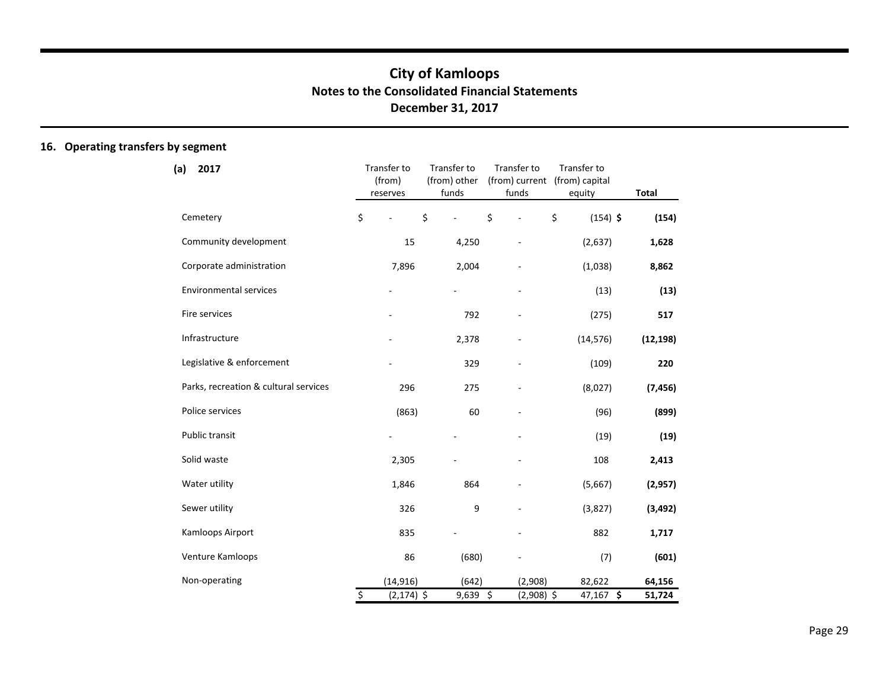# City of Kamloops
## Notes to the Consolidated Financial Statements
### December 31, 2017

## 16. Operating transfers by segment

**(a) 2017**

| | Transfer to (from) reserves | Transfer to (from) other funds | Transfer to (from) current funds | Transfer to (from) capital equity | **Total** |
|---|---|---|---|---|---|
| Cemetery | $ - | $ - | $ - | $ (154) | **$ (154)** |
| Community development | 15 | 4,250 | - | (2,637) | **1,628** |
| Corporate administration | 7,896 | 2,004 | - | (1,038) | **8,862** |
| Environmental services | - | - | - | (13) | **(13)** |
| Fire services | - | 792 | - | (275) | **517** |
| Infrastructure | - | 2,378 | - | (14,576) | **(12,198)** |
| Legislative & enforcement | - | 329 | - | (109) | **220** |
| Parks, recreation & cultural services | 296 | 275 | - | (8,027) | **(7,456)** |
| Police services | (863) | 60 | - | (96) | **(899)** |
| Public transit | - | - | - | (19) | **(19)** |
| Solid waste | 2,305 | - | - | 108 | **2,413** |
| Water utility | 1,846 | 864 | - | (5,667) | **(2,957)** |
| Sewer utility | 326 | 9 | - | (3,827) | **(3,492)** |
| Kamloops Airport | 835 | - | - | 882 | **1,717** |
| Venture Kamloops | 86 | (680) | - | (7) | **(601)** |
| Non-operating | (14,916) | (642) | (2,908) | 82,622 | **64,156** |
| | $ (2,174) | $ 9,639 | $ (2,908) | $ 47,167 | **$ 51,724** |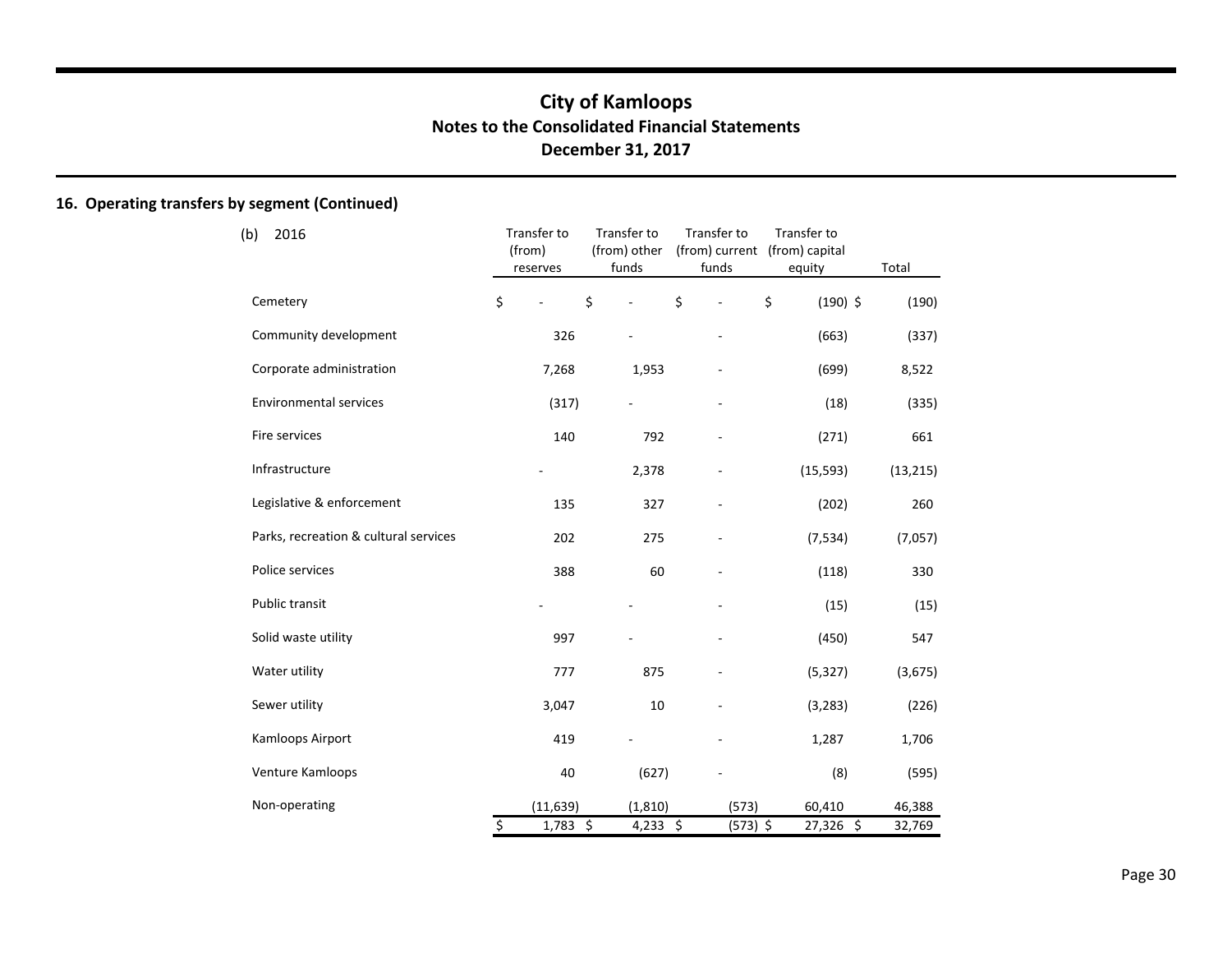# City of Kamloops
## Notes to the Consolidated Financial Statements
## December 31, 2017

### 16. Operating transfers by segment (Continued)

(b) 2016

| | Transfer to (from) reserves | Transfer to (from) other funds | Transfer to (from) current funds | Transfer to (from) capital equity | Total |
|---|---|---|---|---|---|
| Cemetery | $ - | $ - | $ - | $ (190) | $ (190) |
| Community development | 326 | - | - | (663) | (337) |
| Corporate administration | 7,268 | 1,953 | - | (699) | 8,522 |
| Environmental services | (317) | - | - | (18) | (335) |
| Fire services | 140 | 792 | - | (271) | 661 |
| Infrastructure | - | 2,378 | - | (15,593) | (13,215) |
| Legislative & enforcement | 135 | 327 | - | (202) | 260 |
| Parks, recreation & cultural services | 202 | 275 | - | (7,534) | (7,057) |
| Police services | 388 | 60 | - | (118) | 330 |
| Public transit | - | - | - | (15) | (15) |
| Solid waste utility | 997 | - | - | (450) | 547 |
| Water utility | 777 | 875 | - | (5,327) | (3,675) |
| Sewer utility | 3,047 | 10 | - | (3,283) | (226) |
| Kamloops Airport | 419 | - | - | 1,287 | 1,706 |
| Venture Kamloops | 40 | (627) | - | (8) | (595) |
| Non-operating | (11,639) | (1,810) | (573) | 60,410 | 46,388 |
| | $ 1,783 | $ 4,233 | $ (573) | $ 27,326 | $ 32,769 |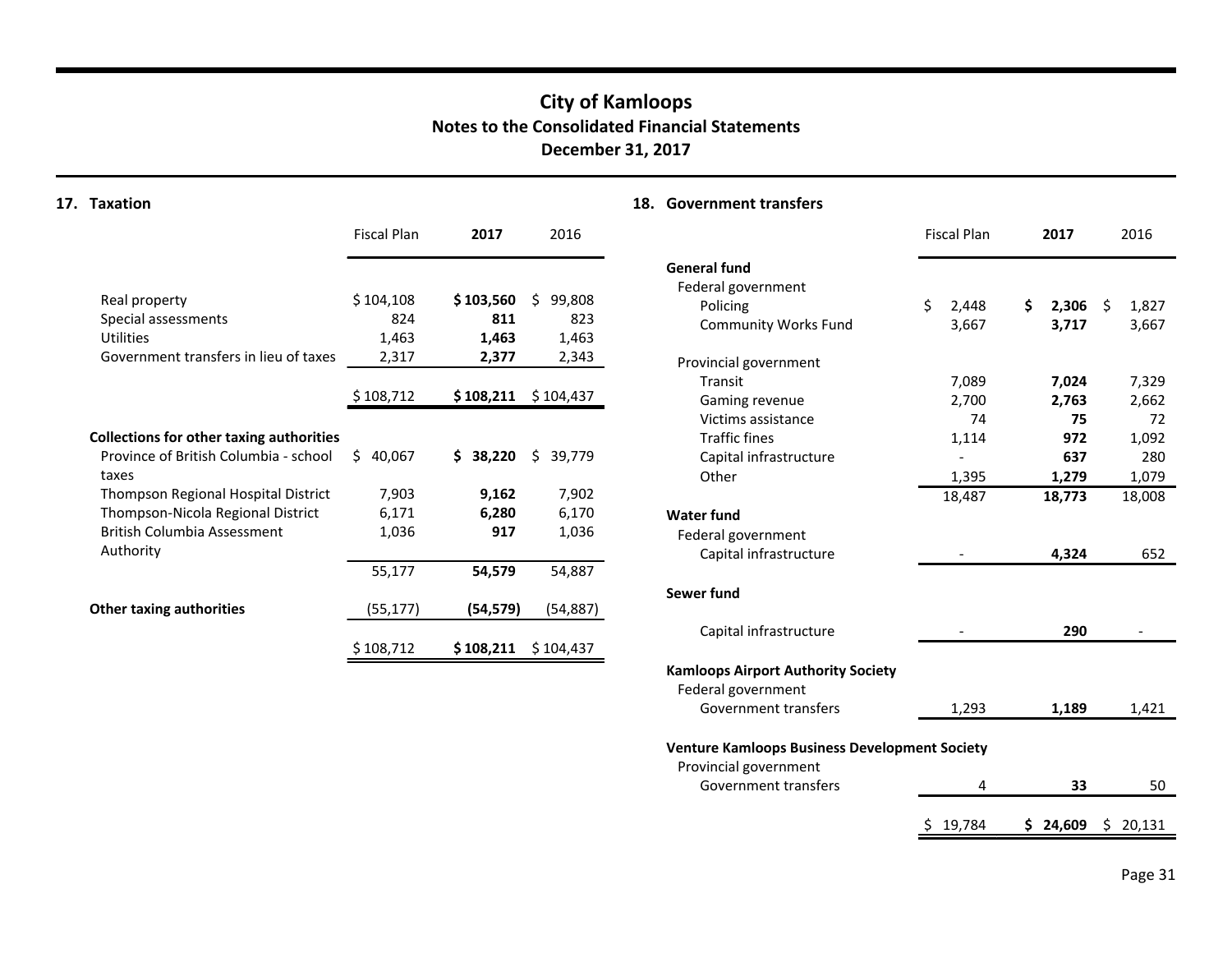# City of Kamloops
## Notes to the Consolidated Financial Statements
## December 31, 2017

### 17. Taxation

| | Fiscal Plan | **2017** | 2016 |
|---|---|---|---|
| Real property | $ 104,108 | **$ 103,560** | $ 99,808 |
| Special assessments | 824 | **811** | 823 |
| Utilities | 1,463 | **1,463** | 1,463 |
| Government transfers in lieu of taxes | 2,317 | **2,377** | 2,343 |
| | $ 108,712 | **$ 108,211** | $ 104,437 |
| **Collections for other taxing authorities** | | | |
| Province of British Columbia - school taxes | $ 40,067 | **$ 38,220** | $ 39,779 |
| Thompson Regional Hospital District | 7,903 | **9,162** | 7,902 |
| Thompson-Nicola Regional District | 6,171 | **6,280** | 6,170 |
| British Columbia Assessment Authority | 1,036 | **917** | 1,036 |
| | 55,177 | **54,579** | 54,887 |
| **Other taxing authorities** | (55,177) | **(54,579)** | (54,887) |
| | $ 108,712 | **$ 108,211** | $ 104,437 |

### 18. Government transfers

| | Fiscal Plan | **2017** | 2016 |
|---|---|---|---|
| **General fund** | | | |
| Federal government | | | |
| Policing | $ 2,448 | **$ 2,306** | $ 1,827 |
| Community Works Fund | 3,667 | **3,717** | 3,667 |
| Provincial government | | | |
| Transit | 7,089 | **7,024** | 7,329 |
| Gaming revenue | 2,700 | **2,763** | 2,662 |
| Victims assistance | 74 | **75** | 72 |
| Traffic fines | 1,114 | **972** | 1,092 |
| Capital infrastructure | - | **637** | 280 |
| Other | 1,395 | **1,279** | 1,079 |
| | 18,487 | **18,773** | 18,008 |
| **Water fund** | | | |
| Federal government | | | |
| Capital infrastructure | - | **4,324** | 652 |
| **Sewer fund** | | | |
| Capital infrastructure | - | **290** | - |
| **Kamloops Airport Authority Society** | | | |
| Federal government | | | |
| Government transfers | 1,293 | **1,189** | 1,421 |
| **Venture Kamloops Business Development Society** | | | |
| Provincial government | | | |
| Government transfers | 4 | **33** | 50 |
| | $ 19,784 | **$ 24,609** | $ 20,131 |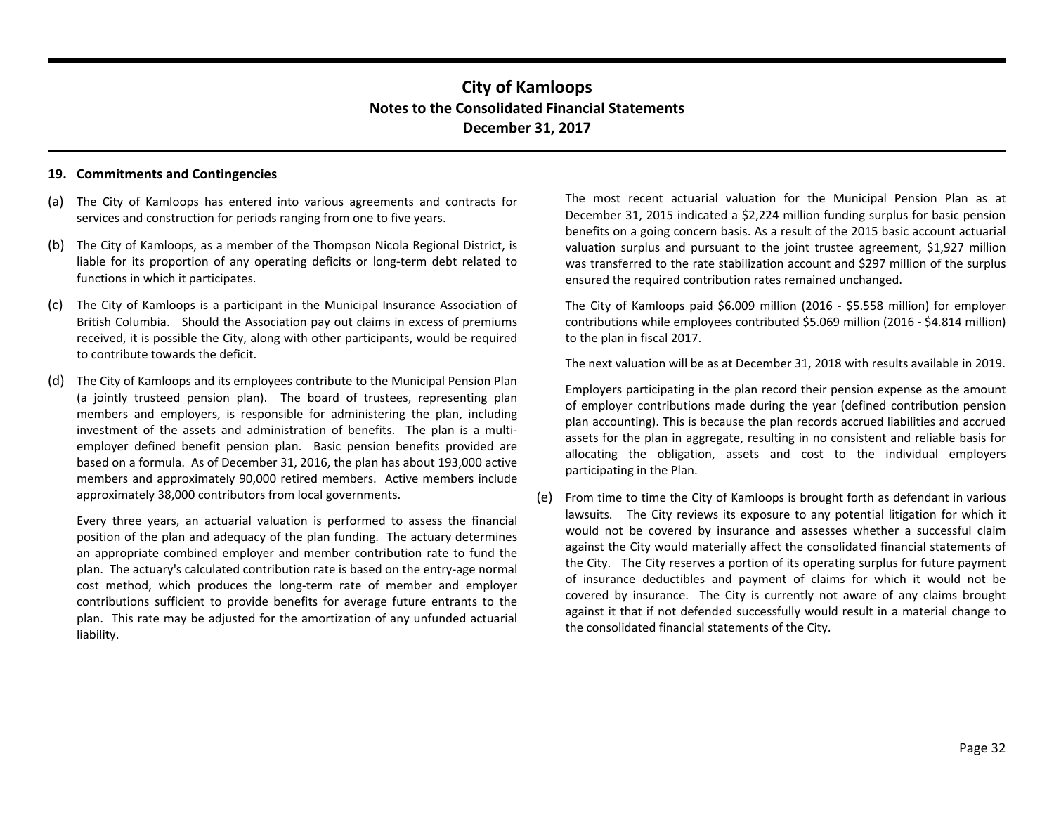## 19. Commitments and Contingencies

(a) The City of Kamloops has entered into various agreements and contracts for services and construction for periods ranging from one to five years.

(b) The City of Kamloops, as a member of the Thompson Nicola Regional District, is liable for its proportion of any operating deficits or long-term debt related to functions in which it participates.

(c) The City of Kamloops is a participant in the Municipal Insurance Association of British Columbia. Should the Association pay out claims in excess of premiums received, it is possible the City, along with other participants, would be required to contribute towards the deficit.

(d) The City of Kamloops and its employees contribute to the Municipal Pension Plan (a jointly trusteed pension plan). The board of trustees, representing plan members and employers, is responsible for administering the plan, including investment of the assets and administration of benefits. The plan is a multi-employer defined benefit pension plan. Basic pension benefits provided are based on a formula. As of December 31, 2016, the plan has about 193,000 active members and approximately 90,000 retired members. Active members include approximately 38,000 contributors from local governments.

Every three years, an actuarial valuation is performed to assess the financial position of the plan and adequacy of the plan funding. The actuary determines an appropriate combined employer and member contribution rate to fund the plan. The actuary's calculated contribution rate is based on the entry-age normal cost method, which produces the long-term rate of member and employer contributions sufficient to provide benefits for average future entrants to the plan. This rate may be adjusted for the amortization of any unfunded actuarial liability.

The most recent actuarial valuation for the Municipal Pension Plan as at December 31, 2015 indicated a $2,224 million funding surplus for basic pension benefits on a going concern basis. As a result of the 2015 basic account actuarial valuation surplus and pursuant to the joint trustee agreement, $1,927 million was transferred to the rate stabilization account and $297 million of the surplus ensured the required contribution rates remained unchanged.

The City of Kamloops paid $6.009 million (2016 - $5.558 million) for employer contributions while employees contributed $5.069 million (2016 - $4.814 million) to the plan in fiscal 2017.

The next valuation will be as at December 31, 2018 with results available in 2019.

Employers participating in the plan record their pension expense as the amount of employer contributions made during the year (defined contribution pension plan accounting). This is because the plan records accrued liabilities and accrued assets for the plan in aggregate, resulting in no consistent and reliable basis for allocating the obligation, assets and cost to the individual employers participating in the Plan.

(e) From time to time the City of Kamloops is brought forth as defendant in various lawsuits. The City reviews its exposure to any potential litigation for which it would not be covered by insurance and assesses whether a successful claim against the City would materially affect the consolidated financial statements of the City. The City reserves a portion of its operating surplus for future payment of insurance deductibles and payment of claims for which it would not be covered by insurance. The City is currently not aware of any claims brought against it that if not defended successfully would result in a material change to the consolidated financial statements of the City.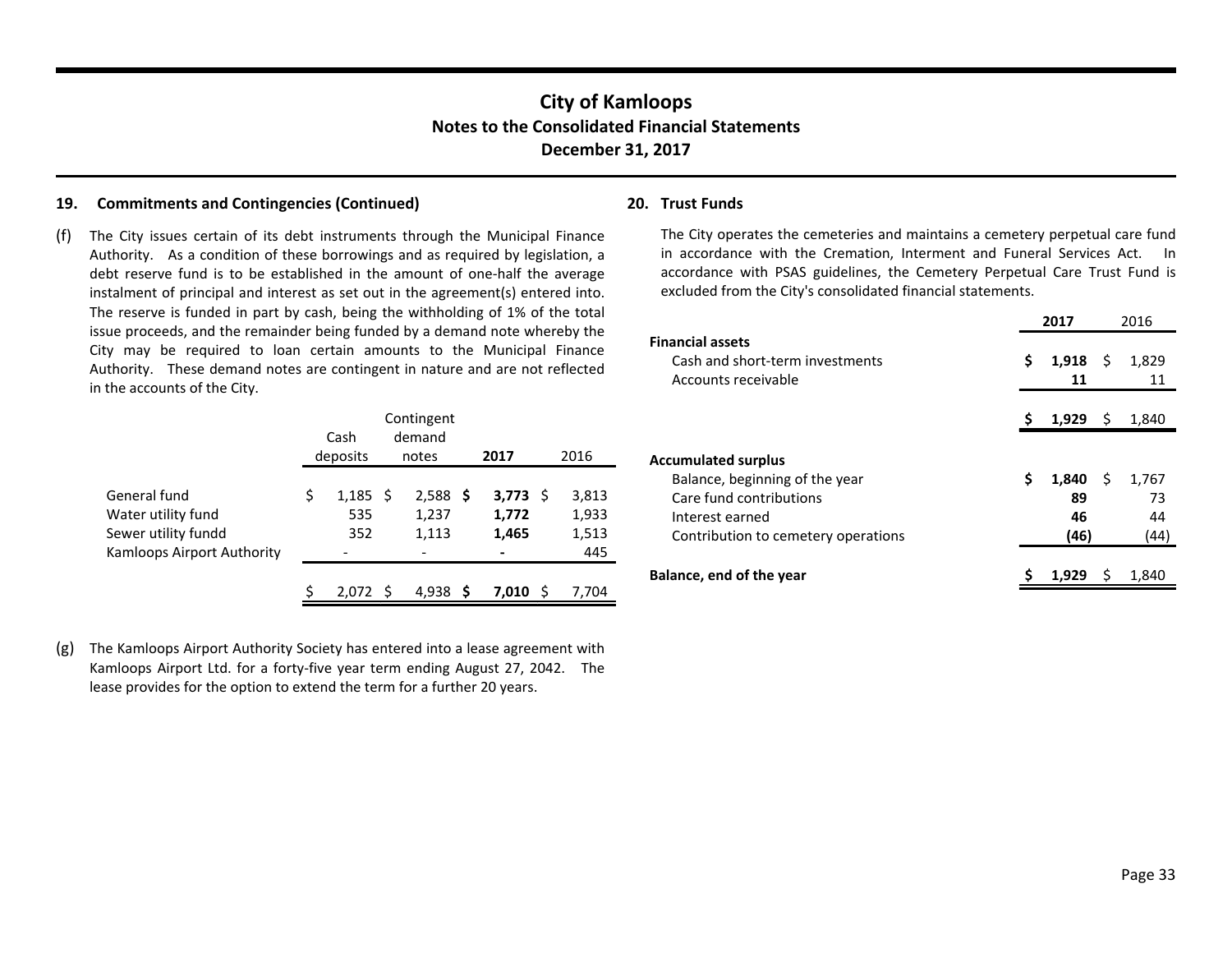## 19. Commitments and Contingencies (Continued)

(f) The City issues certain of its debt instruments through the Municipal Finance Authority. As a condition of these borrowings and as required by legislation, a debt reserve fund is to be established in the amount of one-half the average instalment of principal and interest as set out in the agreement(s) entered into. The reserve is funded in part by cash, being the withholding of 1% of the total issue proceeds, and the remainder being funded by a demand note whereby the City may be required to loan certain amounts to the Municipal Finance Authority. These demand notes are contingent in nature and are not reflected in the accounts of the City.

| | Cash deposits | Contingent demand notes | **2017** | 2016 |
|---|---|---|---|---|
| General fund | $ 1,185 | $ 2,588 | **$ 3,773** | $ 3,813 |
| Water utility fund | 535 | 1,237 | **1,772** | 1,933 |
| Sewer utility fundd | 352 | 1,113 | **1,465** | 1,513 |
| Kamloops Airport Authority | - | - | **-** | 445 |
| | $ 2,072 | $ 4,938 | **$ 7,010** | $ 7,704 |

(g) The Kamloops Airport Authority Society has entered into a lease agreement with Kamloops Airport Ltd. for a forty-five year term ending August 27, 2042. The lease provides for the option to extend the term for a further 20 years.

## 20. Trust Funds

The City operates the cemeteries and maintains a cemetery perpetual care fund in accordance with the Cremation, Interment and Funeral Services Act. In accordance with PSAS guidelines, the Cemetery Perpetual Care Trust Fund is excluded from the City's consolidated financial statements.

| | **2017** | 2016 |
|---|---|---|
| **Financial assets** | | |
| Cash and short-term investments | **$ 1,918** | $ 1,829 |
| Accounts receivable | **11** | 11 |
| | **$ 1,929** | $ 1,840 |
| **Accumulated surplus** | | |
| Balance, beginning of the year | **$ 1,840** | $ 1,767 |
| Care fund contributions | **89** | 73 |
| Interest earned | **46** | 44 |
| Contribution to cemetery operations | **(46)** | (44) |
| **Balance, end of the year** | **$ 1,929** | $ 1,840 |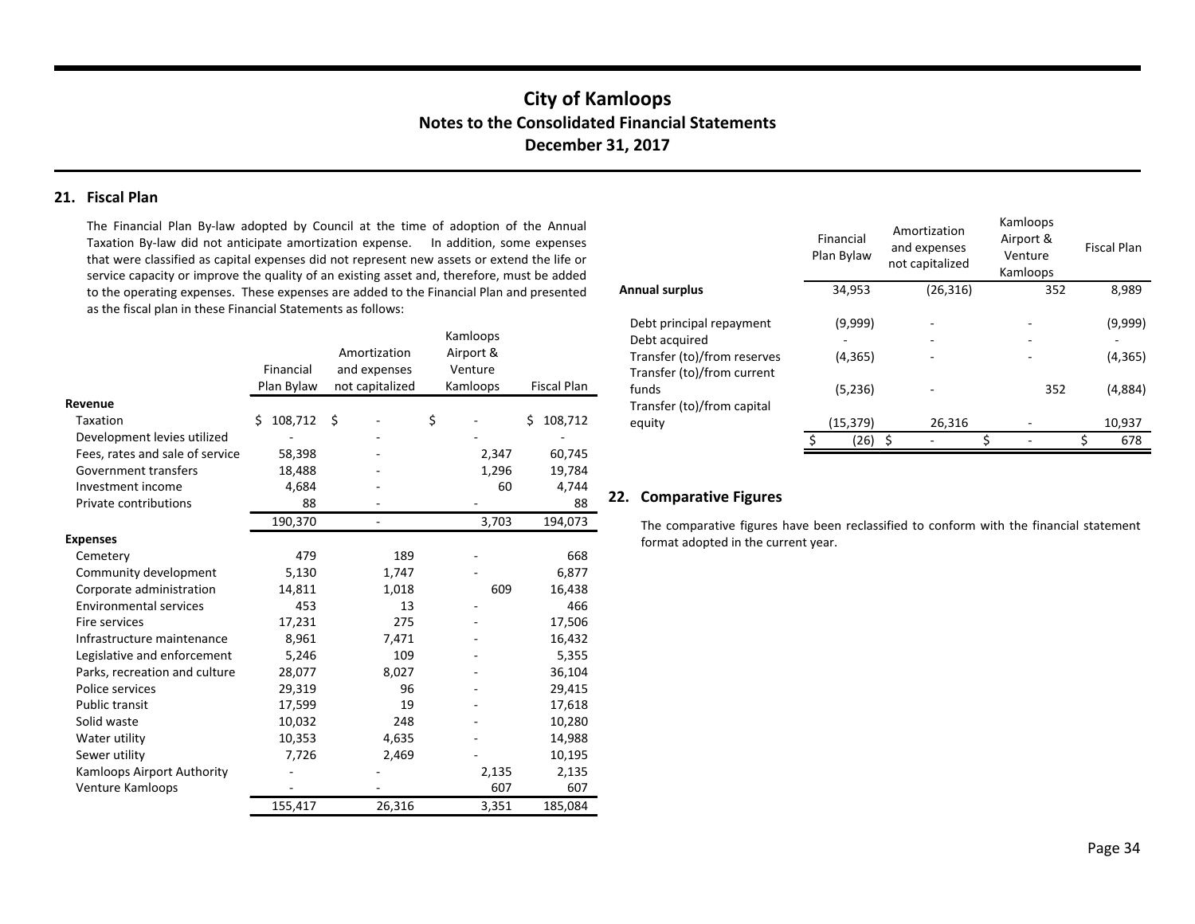## 21. Fiscal Plan

The Financial Plan By-law adopted by Council at the time of adoption of the Annual Taxation By-law did not anticipate amortization expense. In addition, some expenses that were classified as capital expenses did not represent new assets or extend the life or service capacity or improve the quality of an existing asset and, therefore, must be added to the operating expenses. These expenses are added to the Financial Plan and presented as the fiscal plan in these Financial Statements as follows:

| | Financial Plan Bylaw | Amortization and expenses not capitalized | Kamloops Airport & Venture Kamloops | Fiscal Plan |
|---|---|---|---|---|
| **Revenue** | | | | |
| Taxation | $ 108,712 | $ - | $ - | $ 108,712 |
| Development levies utilized | - | - | - | - |
| Fees, rates and sale of service | 58,398 | - | 2,347 | 60,745 |
| Government transfers | 18,488 | - | 1,296 | 19,784 |
| Investment income | 4,684 | - | 60 | 4,744 |
| Private contributions | 88 | - | - | 88 |
| | 190,370 | - | 3,703 | 194,073 |
| **Expenses** | | | | |
| Cemetery | 479 | 189 | - | 668 |
| Community development | 5,130 | 1,747 | - | 6,877 |
| Corporate administration | 14,811 | 1,018 | 609 | 16,438 |
| Environmental services | 453 | 13 | - | 466 |
| Fire services | 17,231 | 275 | - | 17,506 |
| Infrastructure maintenance | 8,961 | 7,471 | - | 16,432 |
| Legislative and enforcement | 5,246 | 109 | - | 5,355 |
| Parks, recreation and culture | 28,077 | 8,027 | - | 36,104 |
| Police services | 29,319 | 96 | - | 29,415 |
| Public transit | 17,599 | 19 | - | 17,618 |
| Solid waste | 10,032 | 248 | - | 10,280 |
| Water utility | 10,353 | 4,635 | - | 14,988 |
| Sewer utility | 7,726 | 2,469 | - | 10,195 |
| Kamloops Airport Authority | - | - | 2,135 | 2,135 |
| Venture Kamloops | - | - | 607 | 607 |
| | 155,417 | 26,316 | 3,351 | 185,084 |

| | Financial Plan Bylaw | Amortization and expenses not capitalized | Kamloops Airport & Venture Kamloops | Fiscal Plan |
|---|---|---|---|---|
| **Annual surplus** | 34,953 | (26,316) | 352 | 8,989 |
| Debt principal repayment | (9,999) | - | - | (9,999) |
| Debt acquired | - | - | - | - |
| Transfer (to)/from reserves | (4,365) | - | - | (4,365) |
| Transfer (to)/from current funds | (5,236) | - | 352 | (4,884) |
| Transfer (to)/from capital equity | (15,379) | 26,316 | - | 10,937 |
| | $ (26) | $ - | $ - | $ 678 |

## 22. Comparative Figures

The comparative figures have been reclassified to conform with the financial statement format adopted in the current year.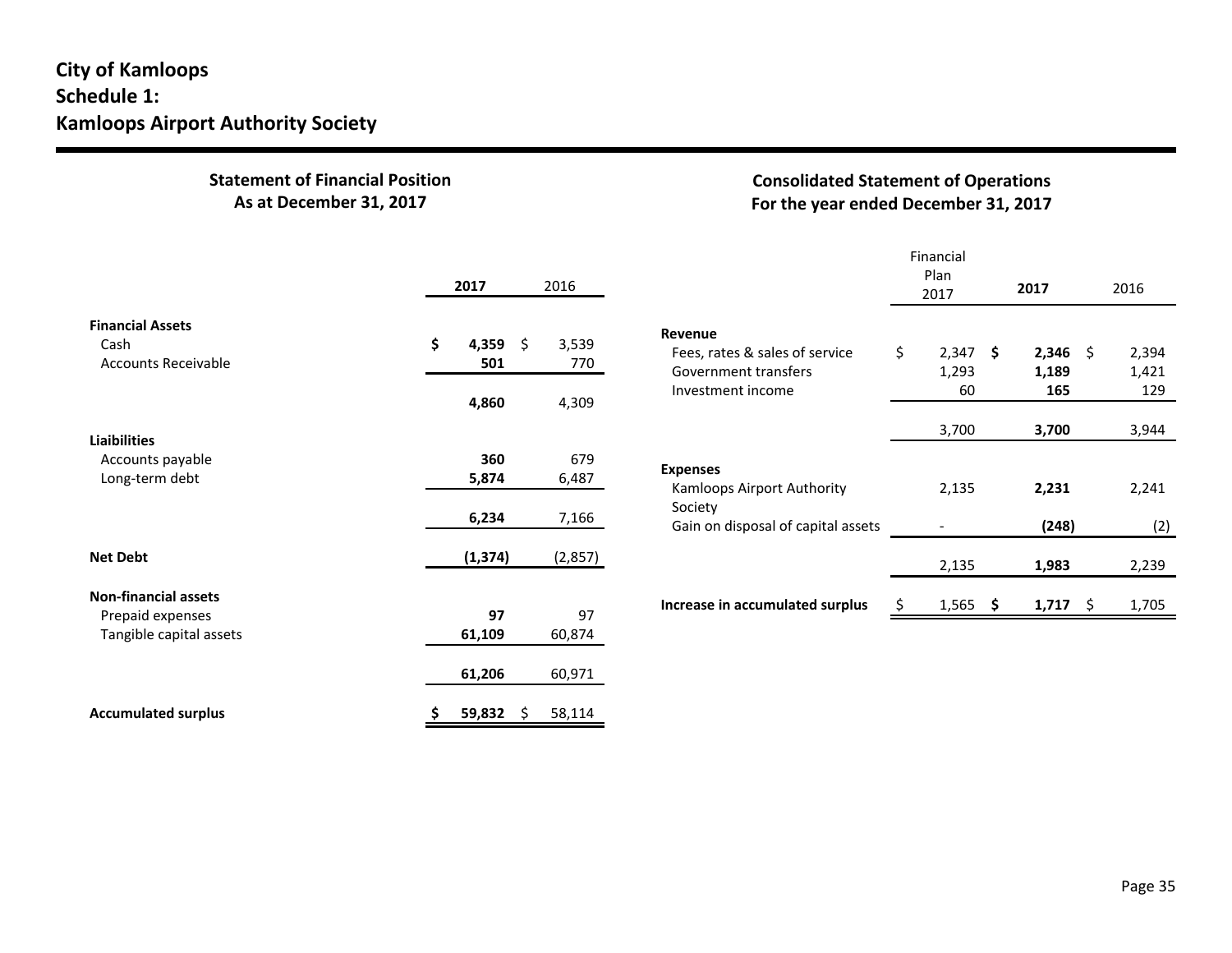# City of Kamloops
# Schedule 1:
# Kamloops Airport Authority Society

## Statement of Financial Position
### As at December 31, 2017

| | 2017 | 2016 |
|---|---|---|
| **Financial Assets** | | |
| Cash | **$ 4,359** | $ 3,539 |
| Accounts Receivable | **501** | 770 |
| | **4,860** | 4,309 |
| **Liaibilities** | | |
| Accounts payable | **360** | 679 |
| Long-term debt | **5,874** | 6,487 |
| | **6,234** | 7,166 |
| **Net Debt** | **(1,374)** | (2,857) |
| **Non-financial assets** | | |
| Prepaid expenses | **97** | 97 |
| Tangible capital assets | **61,109** | 60,874 |
| | **61,206** | 60,971 |
| **Accumulated surplus** | **$ 59,832** | $ 58,114 |

## Consolidated Statement of Operations
### For the year ended December 31, 2017

| | Financial Plan 2017 | 2017 | 2016 |
|---|---|---|---|
| **Revenue** | | | |
| Fees, rates & sales of service | $ 2,347 | **$ 2,346** | $ 2,394 |
| Government transfers | 1,293 | **1,189** | 1,421 |
| Investment income | 60 | **165** | 129 |
| | 3,700 | **3,700** | 3,944 |
| **Expenses** | | | |
| Kamloops Airport Authority Society | 2,135 | **2,231** | 2,241 |
| Gain on disposal of capital assets | - | **(248)** | (2) |
| | 2,135 | **1,983** | 2,239 |
| **Increase in accumulated surplus** | $ 1,565 | **$ 1,717** | $ 1,705 |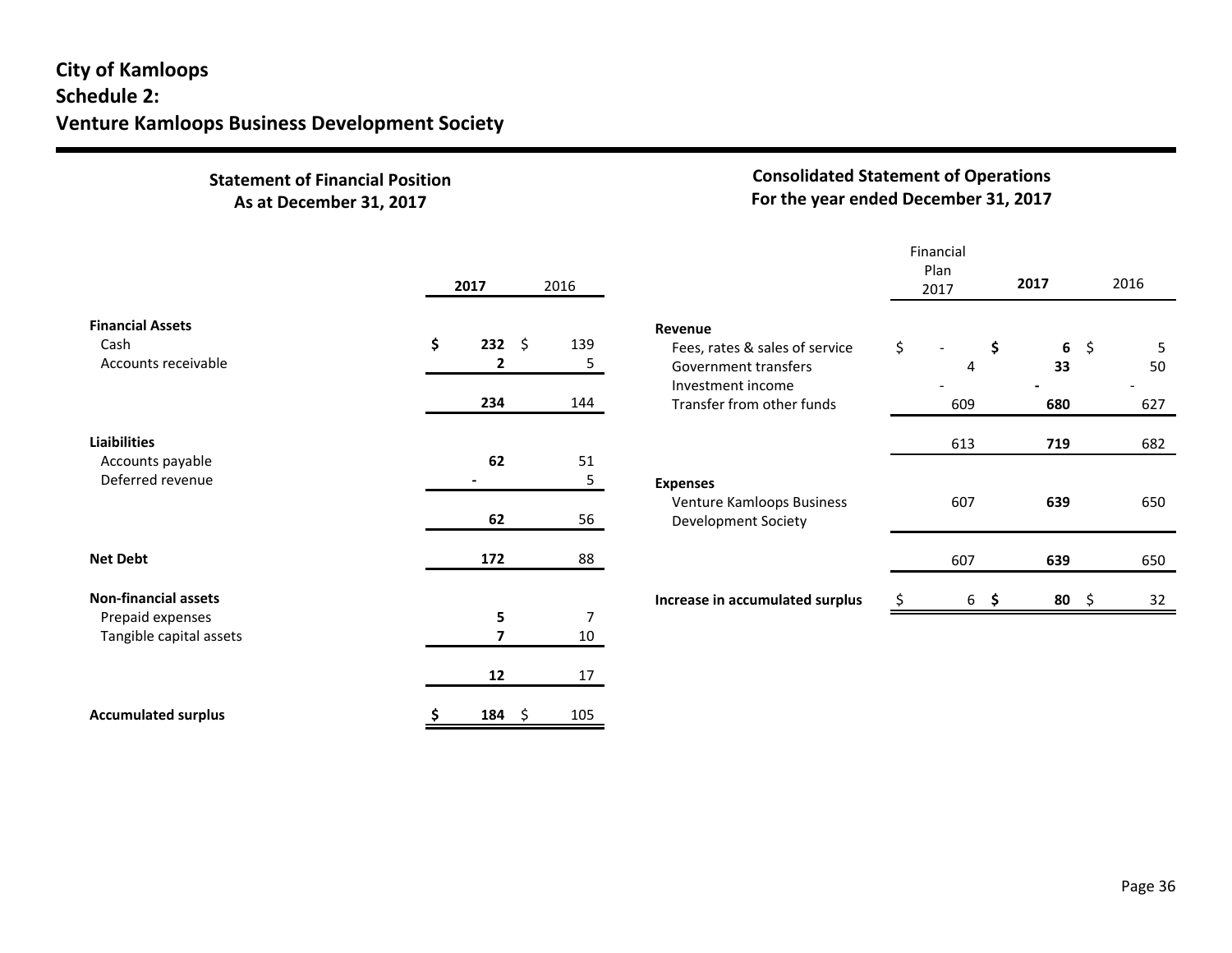# City of Kamloops
# Schedule 2:
# Venture Kamloops Business Development Society

## Statement of Financial Position
### As at December 31, 2017

| | **2017** | 2016 |
|---|---|---|
| **Financial Assets** | | |
| Cash | **$ 232** | $ 139 |
| Accounts receivable | **2** | 5 |
| | **234** | 144 |
| **Liaibilities** | | |
| Accounts payable | **62** | 51 |
| Deferred revenue | **-** | 5 |
| | **62** | 56 |
| **Net Debt** | **172** | 88 |
| **Non-financial assets** | | |
| Prepaid expenses | **5** | 7 |
| Tangible capital assets | **7** | 10 |
| | **12** | 17 |
| **Accumulated surplus** | **$ 184** | $ 105 |

## Consolidated Statement of Operations
### For the year ended December 31, 2017

| | Financial Plan 2017 | **2017** | 2016 |
|---|---|---|---|
| **Revenue** | | | |
| Fees, rates & sales of service | $ - | **$ 6** | $ 5 |
| Government transfers | 4 | **33** | 50 |
| Investment income | - | **-** | - |
| Transfer from other funds | 609 | **680** | 627 |
| | 613 | **719** | 682 |
| **Expenses** | | | |
| Venture Kamloops Business Development Society | 607 | **639** | 650 |
| | 607 | **639** | 650 |
| **Increase in accumulated surplus** | $ 6 | **$ 80** | $ 32 |